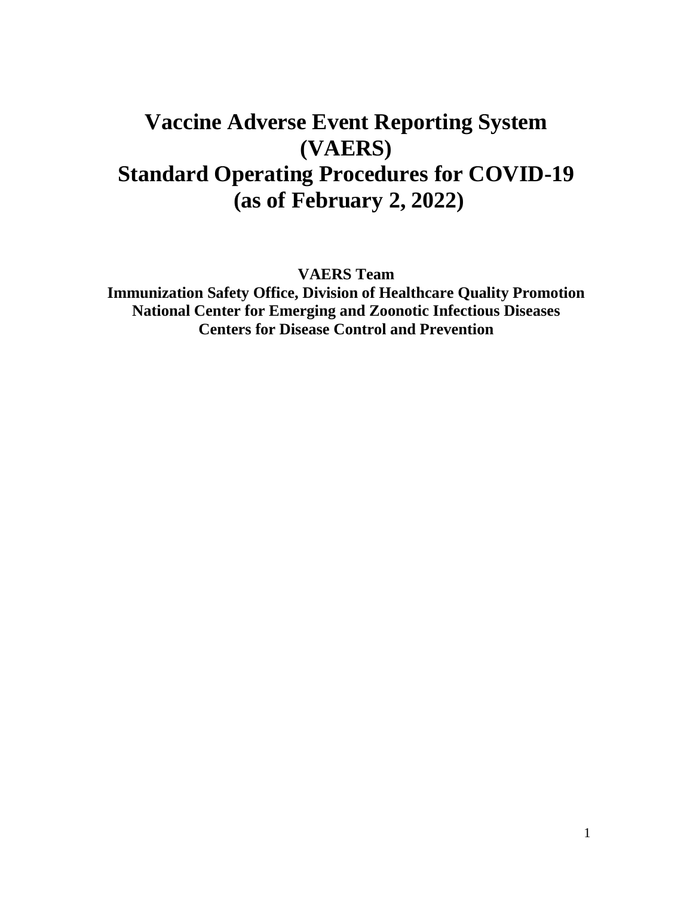# Vaccine Adverse Event Reporting System (VAERS) Standard Operating Procedures for COVID-19 (as of February 2, 2022)

**VAERS Team**
**Immunization Safety Office, Division of Healthcare Quality Promotion**
**National Center for Emerging and Zoonotic Infectious Diseases**
**Centers for Disease Control and Prevention**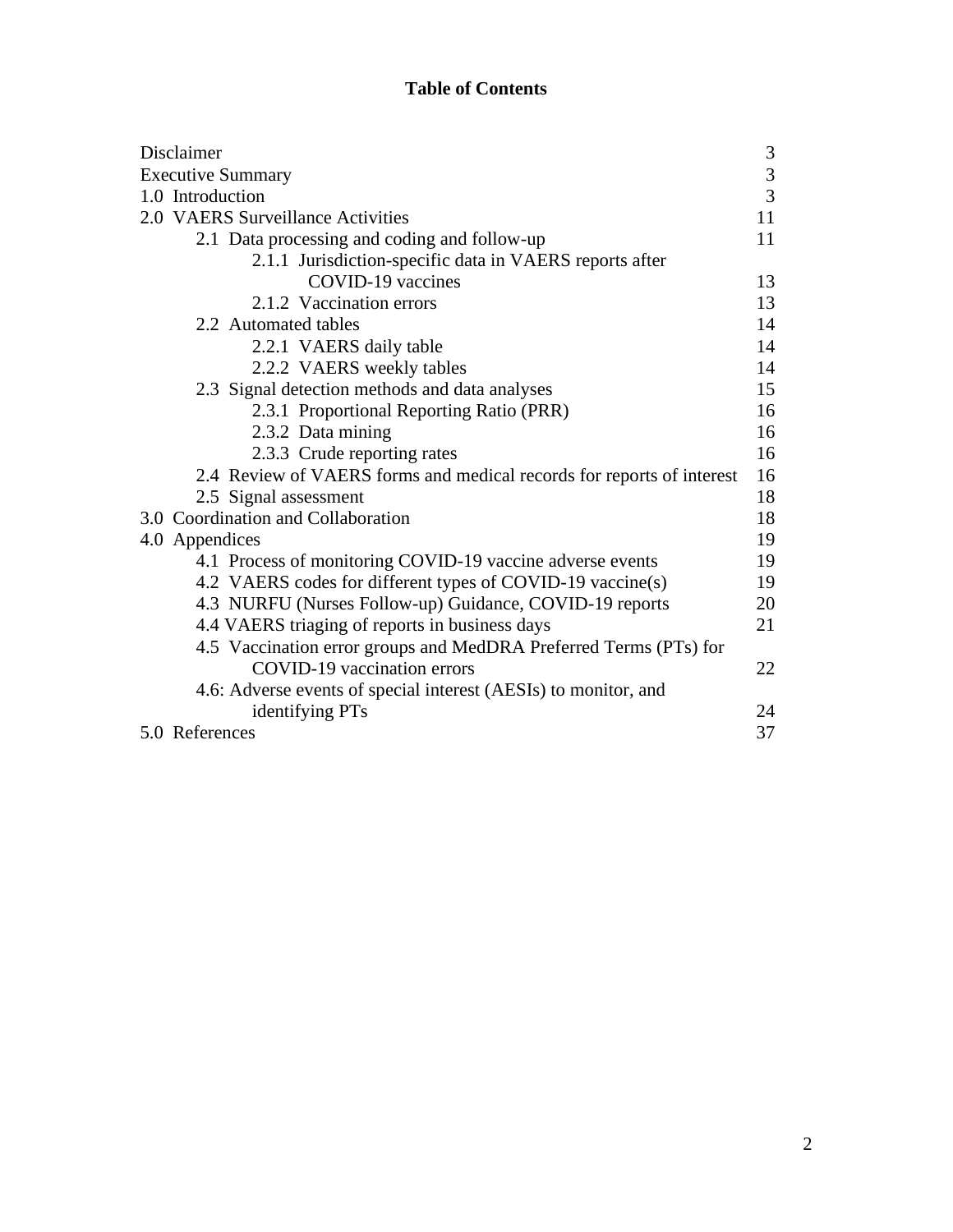**Table of Contents**

| | |
|---|---|
| Disclaimer | 3 |
| Executive Summary | 3 |
| 1.0 Introduction | 3 |
| 2.0 VAERS Surveillance Activities | 11 |
| 2.1 Data processing and coding and follow-up | 11 |
| 2.1.1 Jurisdiction-specific data in VAERS reports after COVID-19 vaccines | 13 |
| 2.1.2 Vaccination errors | 13 |
| 2.2 Automated tables | 14 |
| 2.2.1 VAERS daily table | 14 |
| 2.2.2 VAERS weekly tables | 14 |
| 2.3 Signal detection methods and data analyses | 15 |
| 2.3.1 Proportional Reporting Ratio (PRR) | 16 |
| 2.3.2 Data mining | 16 |
| 2.3.3 Crude reporting rates | 16 |
| 2.4 Review of VAERS forms and medical records for reports of interest | 16 |
| 2.5 Signal assessment | 18 |
| 3.0 Coordination and Collaboration | 18 |
| 4.0 Appendices | 19 |
| 4.1 Process of monitoring COVID-19 vaccine adverse events | 19 |
| 4.2 VAERS codes for different types of COVID-19 vaccine(s) | 19 |
| 4.3 NURFU (Nurses Follow-up) Guidance, COVID-19 reports | 20 |
| 4.4 VAERS triaging of reports in business days | 21 |
| 4.5 Vaccination error groups and MedDRA Preferred Terms (PTs) for COVID-19 vaccination errors | 22 |
| 4.6: Adverse events of special interest (AESIs) to monitor, and identifying PTs | 24 |
| 5.0 References | 37 |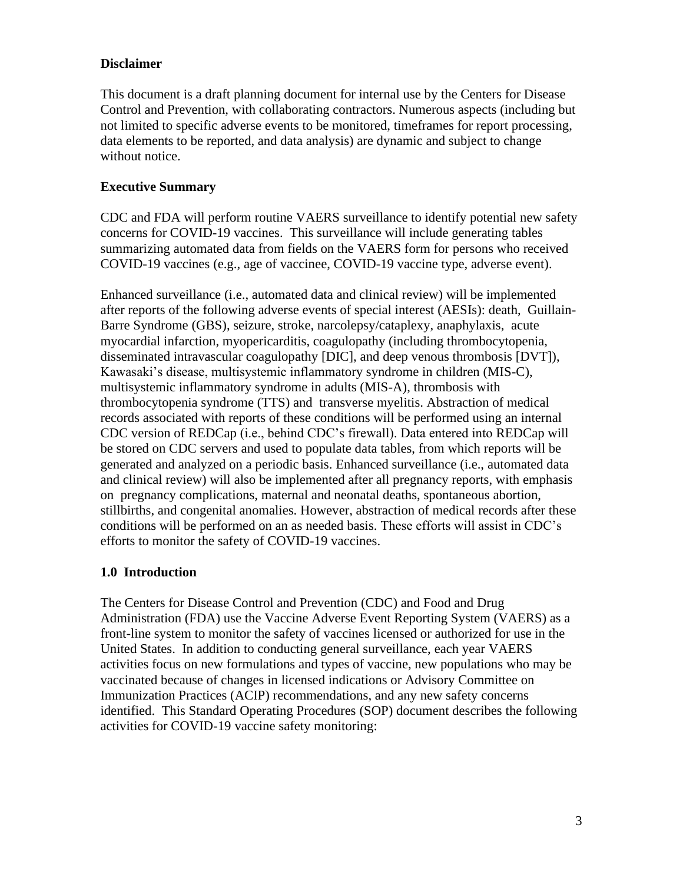**Disclaimer**

This document is a draft planning document for internal use by the Centers for Disease Control and Prevention, with collaborating contractors. Numerous aspects (including but not limited to specific adverse events to be monitored, timeframes for report processing, data elements to be reported, and data analysis) are dynamic and subject to change without notice.

**Executive Summary**

CDC and FDA will perform routine VAERS surveillance to identify potential new safety concerns for COVID-19 vaccines. This surveillance will include generating tables summarizing automated data from fields on the VAERS form for persons who received COVID-19 vaccines (e.g., age of vaccinee, COVID-19 vaccine type, adverse event).

Enhanced surveillance (i.e., automated data and clinical review) will be implemented after reports of the following adverse events of special interest (AESIs): death, Guillain-Barre Syndrome (GBS), seizure, stroke, narcolepsy/cataplexy, anaphylaxis, acute myocardial infarction, myopericarditis, coagulopathy (including thrombocytopenia, disseminated intravascular coagulopathy [DIC], and deep venous thrombosis [DVT]), Kawasaki's disease, multisystemic inflammatory syndrome in children (MIS-C), multisystemic inflammatory syndrome in adults (MIS-A), thrombosis with thrombocytopenia syndrome (TTS) and transverse myelitis. Abstraction of medical records associated with reports of these conditions will be performed using an internal CDC version of REDCap (i.e., behind CDC's firewall). Data entered into REDCap will be stored on CDC servers and used to populate data tables, from which reports will be generated and analyzed on a periodic basis. Enhanced surveillance (i.e., automated data and clinical review) will also be implemented after all pregnancy reports, with emphasis on pregnancy complications, maternal and neonatal deaths, spontaneous abortion, stillbirths, and congenital anomalies. However, abstraction of medical records after these conditions will be performed on an as needed basis. These efforts will assist in CDC's efforts to monitor the safety of COVID-19 vaccines.

## 1.0 Introduction

The Centers for Disease Control and Prevention (CDC) and Food and Drug Administration (FDA) use the Vaccine Adverse Event Reporting System (VAERS) as a front-line system to monitor the safety of vaccines licensed or authorized for use in the United States. In addition to conducting general surveillance, each year VAERS activities focus on new formulations and types of vaccine, new populations who may be vaccinated because of changes in licensed indications or Advisory Committee on Immunization Practices (ACIP) recommendations, and any new safety concerns identified. This Standard Operating Procedures (SOP) document describes the following activities for COVID-19 vaccine safety monitoring: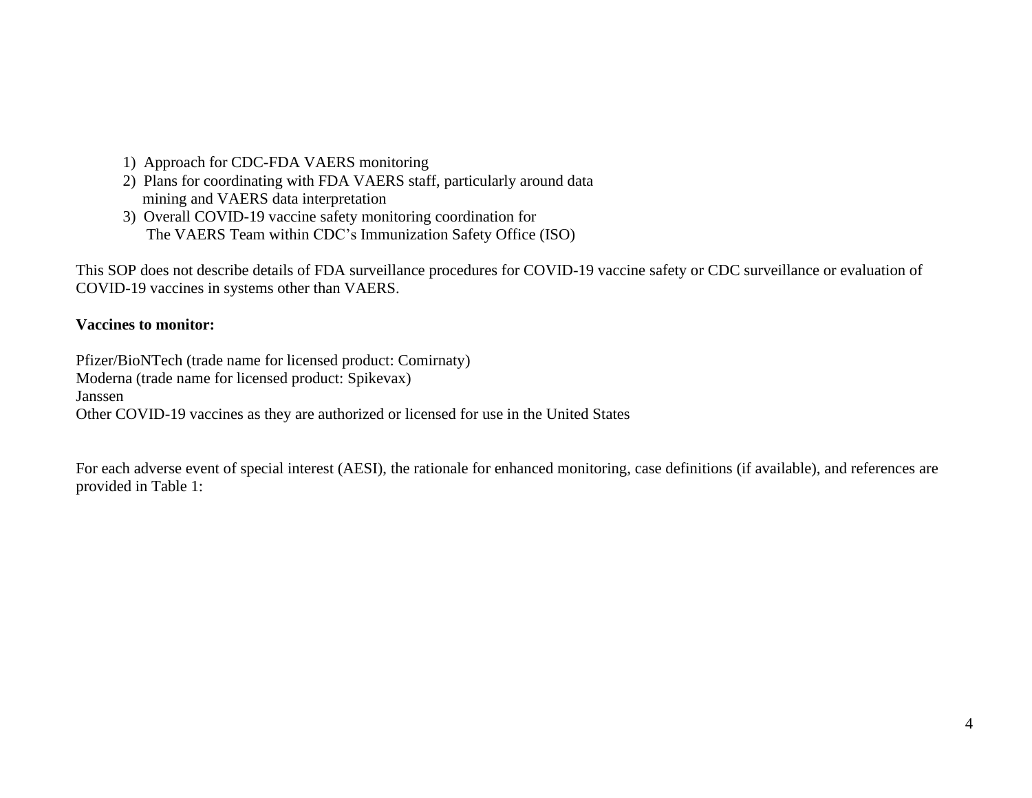1) Approach for CDC-FDA VAERS monitoring
2) Plans for coordinating with FDA VAERS staff, particularly around data mining and VAERS data interpretation
3) Overall COVID-19 vaccine safety monitoring coordination for The VAERS Team within CDC's Immunization Safety Office (ISO)

This SOP does not describe details of FDA surveillance procedures for COVID-19 vaccine safety or CDC surveillance or evaluation of COVID-19 vaccines in systems other than VAERS.

**Vaccines to monitor:**

Pfizer/BioNTech (trade name for licensed product: Comirnaty)
Moderna (trade name for licensed product: Spikevax)
Janssen
Other COVID-19 vaccines as they are authorized or licensed for use in the United States

For each adverse event of special interest (AESI), the rationale for enhanced monitoring, case definitions (if available), and references are provided in Table 1: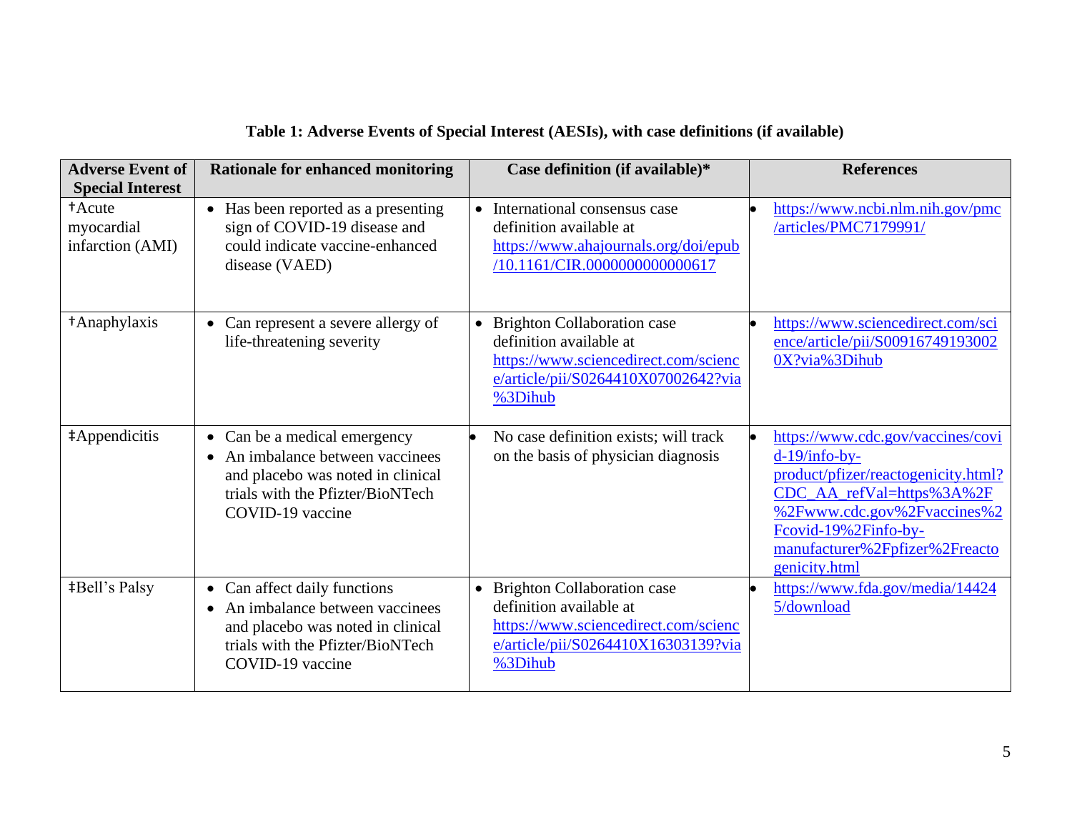**Table 1: Adverse Events of Special Interest (AESIs), with case definitions (if available)**

| Adverse Event of Special Interest | Rationale for enhanced monitoring | Case definition (if available)* | References |
|---|---|---|---|
| †Acute myocardial infarction (AMI) | • Has been reported as a presenting sign of COVID-19 disease and could indicate vaccine-enhanced disease (VAED) | • International consensus case definition available at https://www.ahajournals.org/doi/epub/10.1161/CIR.0000000000000617 | • https://www.ncbi.nlm.nih.gov/pmc/articles/PMC7179991/ |
| †Anaphylaxis | • Can represent a severe allergy of life-threatening severity | • Brighton Collaboration case definition available at https://www.sciencedirect.com/science/article/pii/S0264410X07002642?via%3Dihub | • https://www.sciencedirect.com/science/article/pii/S009167491930020X?via%3Dihub |
| ‡Appendicitis | • Can be a medical emergency<br>• An imbalance between vaccinees and placebo was noted in clinical trials with the Pfitzer/BioNTech COVID-19 vaccine | • No case definition exists; will track on the basis of physician diagnosis | • https://www.cdc.gov/vaccines/covid-19/info-by-product/pfizer/reactogenicity.html?CDC_AA_refVal=https%3A%2F%2Fwww.cdc.gov%2Fvaccines%2Fcovid-19%2Finfo-by-manufacturer%2Fpfizer%2Freactogenicity.html |
| ‡Bell's Palsy | • Can affect daily functions<br>• An imbalance between vaccinees and placebo was noted in clinical trials with the Pfitzer/BioNTech COVID-19 vaccine | • Brighton Collaboration case definition available at https://www.sciencedirect.com/science/article/pii/S0264410X16303139?via%3Dihub | • https://www.fda.gov/media/144245/download |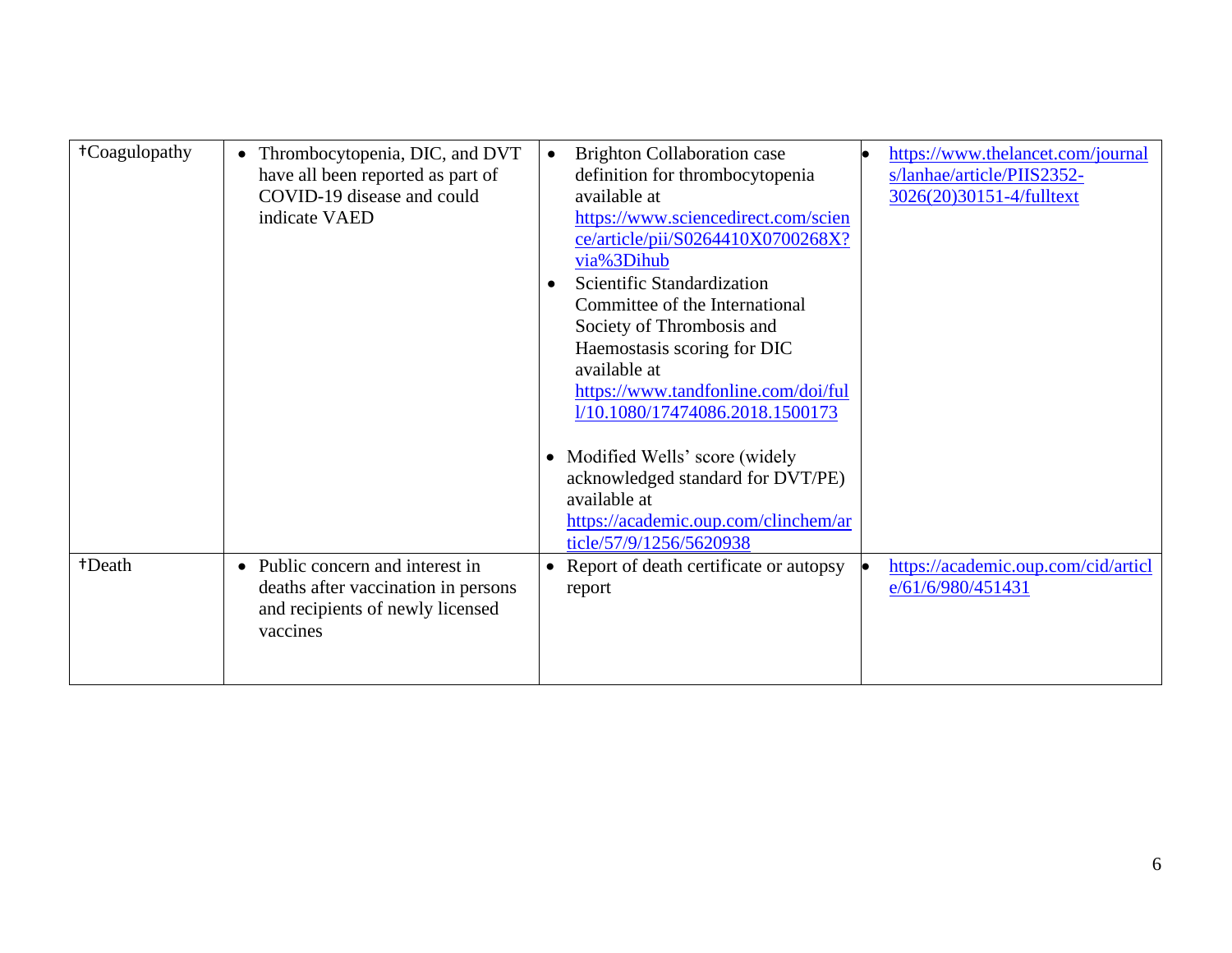| †Coagulopathy | • Thrombocytopenia, DIC, and DVT have all been reported as part of COVID-19 disease and could indicate VAED | • Brighton Collaboration case definition for thrombocytopenia available at https://www.sciencedirect.com/science/article/pii/S0264410X0700268X?via%3Dihub<br>• Scientific Standardization Committee of the International Society of Thrombosis and Haemostasis scoring for DIC available at https://www.tandfonline.com/doi/full/10.1080/17474086.2018.1500173<br>• Modified Wells' score (widely acknowledged standard for DVT/PE) available at https://academic.oup.com/clinchem/article/57/9/1256/5620938 | • https://www.thelancet.com/journals/lanhae/article/PIIS2352-3026(20)30151-4/fulltext |
|---|---|---|---|
| †Death | • Public concern and interest in deaths after vaccination in persons and recipients of newly licensed vaccines | • Report of death certificate or autopsy report | • https://academic.oup.com/cid/article/61/6/980/451431 |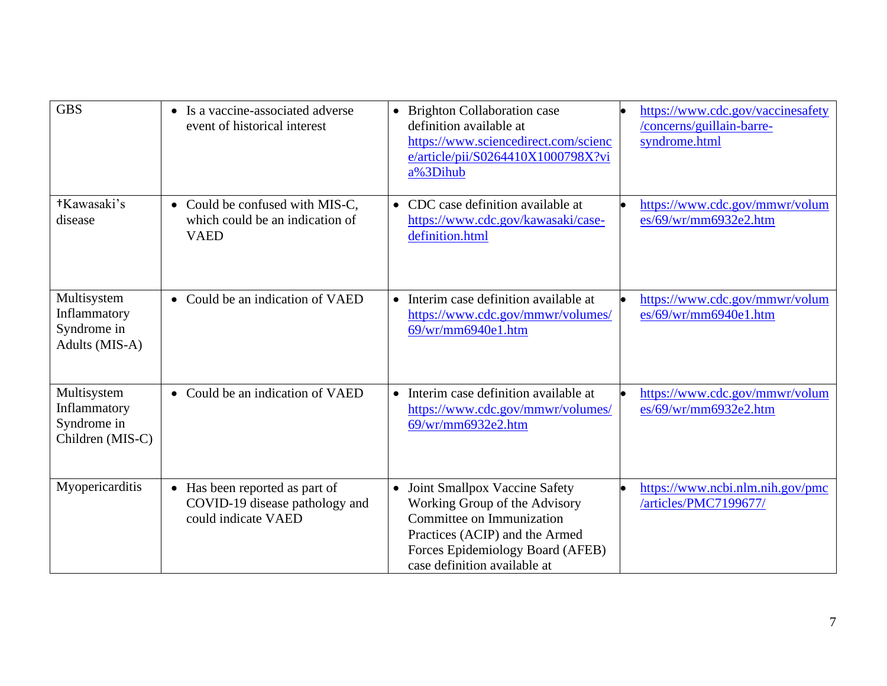| GBS | • Is a vaccine-associated adverse event of historical interest | • Brighton Collaboration case definition available at https://www.sciencedirect.com/science/article/pii/S0264410X1000798X?via%3Dihub | • https://www.cdc.gov/vaccinesafety/concerns/guillain-barre-syndrome.html |
|---|---|---|---|
| †Kawasaki's disease | • Could be confused with MIS-C, which could be an indication of VAED | • CDC case definition available at https://www.cdc.gov/kawasaki/case-definition.html | • https://www.cdc.gov/mmwr/volumes/69/wr/mm6932e2.htm |
| Multisystem Inflammatory Syndrome in Adults (MIS-A) | • Could be an indication of VAED | • Interim case definition available at https://www.cdc.gov/mmwr/volumes/69/wr/mm6940e1.htm | • https://www.cdc.gov/mmwr/volumes/69/wr/mm6940e1.htm |
| Multisystem Inflammatory Syndrome in Children (MIS-C) | • Could be an indication of VAED | • Interim case definition available at https://www.cdc.gov/mmwr/volumes/69/wr/mm6932e2.htm | • https://www.cdc.gov/mmwr/volumes/69/wr/mm6932e2.htm |
| Myopericarditis | • Has been reported as part of COVID-19 disease pathology and could indicate VAED | • Joint Smallpox Vaccine Safety Working Group of the Advisory Committee on Immunization Practices (ACIP) and the Armed Forces Epidemiology Board (AFEB) case definition available at | • https://www.ncbi.nlm.nih.gov/pmc/articles/PMC7199677/ |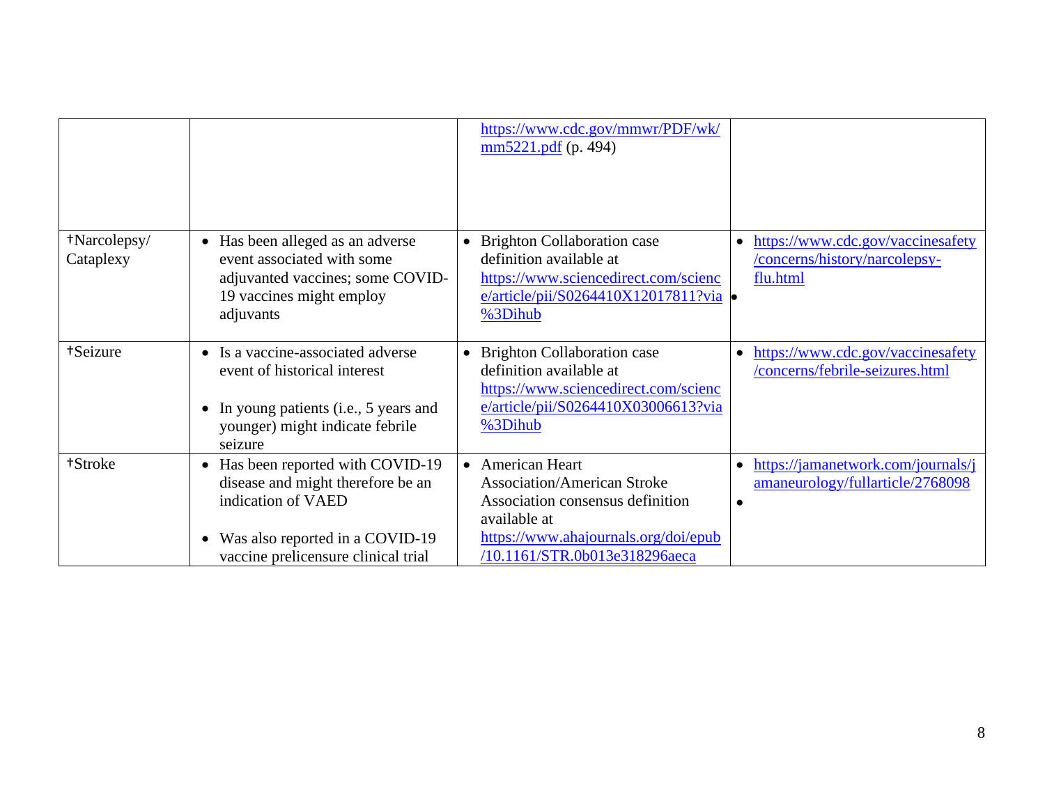| | | | |
|---|---|---|---|
| | | https://www.cdc.gov/mmwr/PDF/wk/mm5221.pdf (p. 494) | |
| †Narcolepsy/ Cataplexy | • Has been alleged as an adverse event associated with some adjuvanted vaccines; some COVID-19 vaccines might employ adjuvants | • Brighton Collaboration case definition available at https://www.sciencedirect.com/science/article/pii/S0264410X12017811?via%3Dihub | • https://www.cdc.gov/vaccinesafety/concerns/history/narcolepsy-flu.html<br>• |
| †Seizure | • Is a vaccine-associated adverse event of historical interest<br>• In young patients (i.e., 5 years and younger) might indicate febrile seizure | • Brighton Collaboration case definition available at https://www.sciencedirect.com/science/article/pii/S0264410X03006613?via%3Dihub | • https://www.cdc.gov/vaccinesafety/concerns/febrile-seizures.html |
| †Stroke | • Has been reported with COVID-19 disease and might therefore be an indication of VAED<br>• Was also reported in a COVID-19 vaccine prelicensure clinical trial | • American Heart Association/American Stroke Association consensus definition available at https://www.ahajournals.org/doi/epub/10.1161/STR.0b013e318296aeca | • https://jamanetwork.com/journals/jamaneurology/fullarticle/2768098<br>• |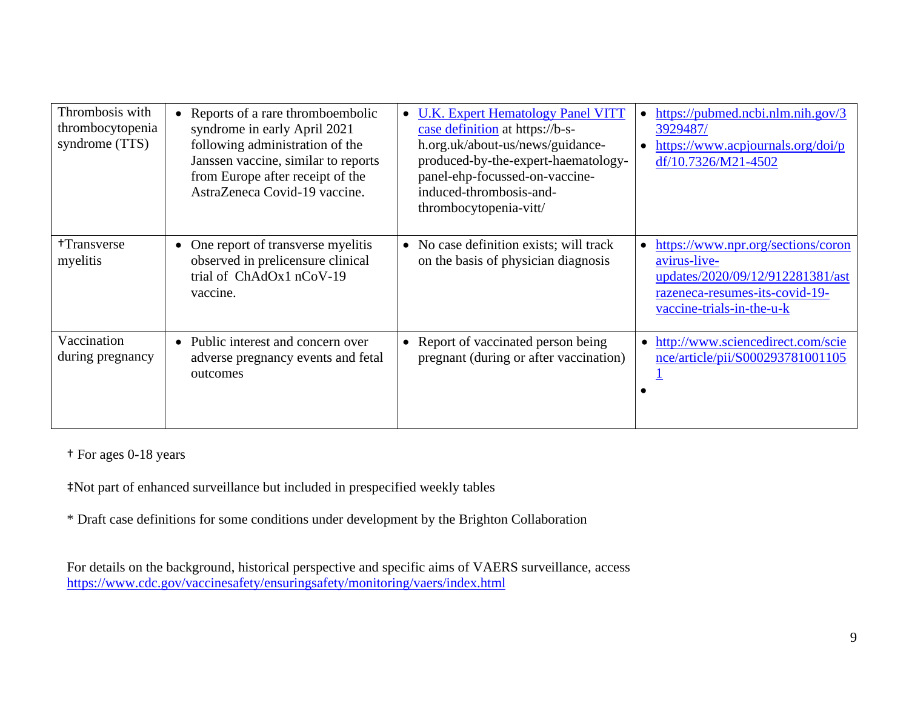| Thrombosis with thrombocytopenia syndrome (TTS) | • Reports of a rare thromboembolic syndrome in early April 2021 following administration of the Janssen vaccine, similar to reports from Europe after receipt of the AstraZeneca Covid-19 vaccine. | • U.K. Expert Hematology Panel VITT case definition at https://b-s-h.org.uk/about-us/news/guidance-produced-by-the-expert-haematology-panel-ehp-focussed-on-vaccine-induced-thrombosis-and-thrombocytopenia-vitt/ | • https://pubmed.ncbi.nlm.nih.gov/33929487/ <br> • https://www.acpjournals.org/doi/pdf/10.7326/M21-4502 |
|---|---|---|---|
| †Transverse myelitis | • One report of transverse myelitis observed in prelicensure clinical trial of ChAdOx1 nCoV-19 vaccine. | • No case definition exists; will track on the basis of physician diagnosis | • https://www.npr.org/sections/coronavirus-live-updates/2020/09/12/912281381/astrazeneca-resumes-its-covid-19-vaccine-trials-in-the-u-k |
| Vaccination during pregnancy | • Public interest and concern over adverse pregnancy events and fetal outcomes | • Report of vaccinated person being pregnant (during or after vaccination) | • http://www.sciencedirect.com/science/article/pii/S0002937810011051 <br> • |

† For ages 0-18 years

‡Not part of enhanced surveillance but included in prespecified weekly tables

* Draft case definitions for some conditions under development by the Brighton Collaboration

For details on the background, historical perspective and specific aims of VAERS surveillance, access https://www.cdc.gov/vaccinesafety/ensuringsafety/monitoring/vaers/index.html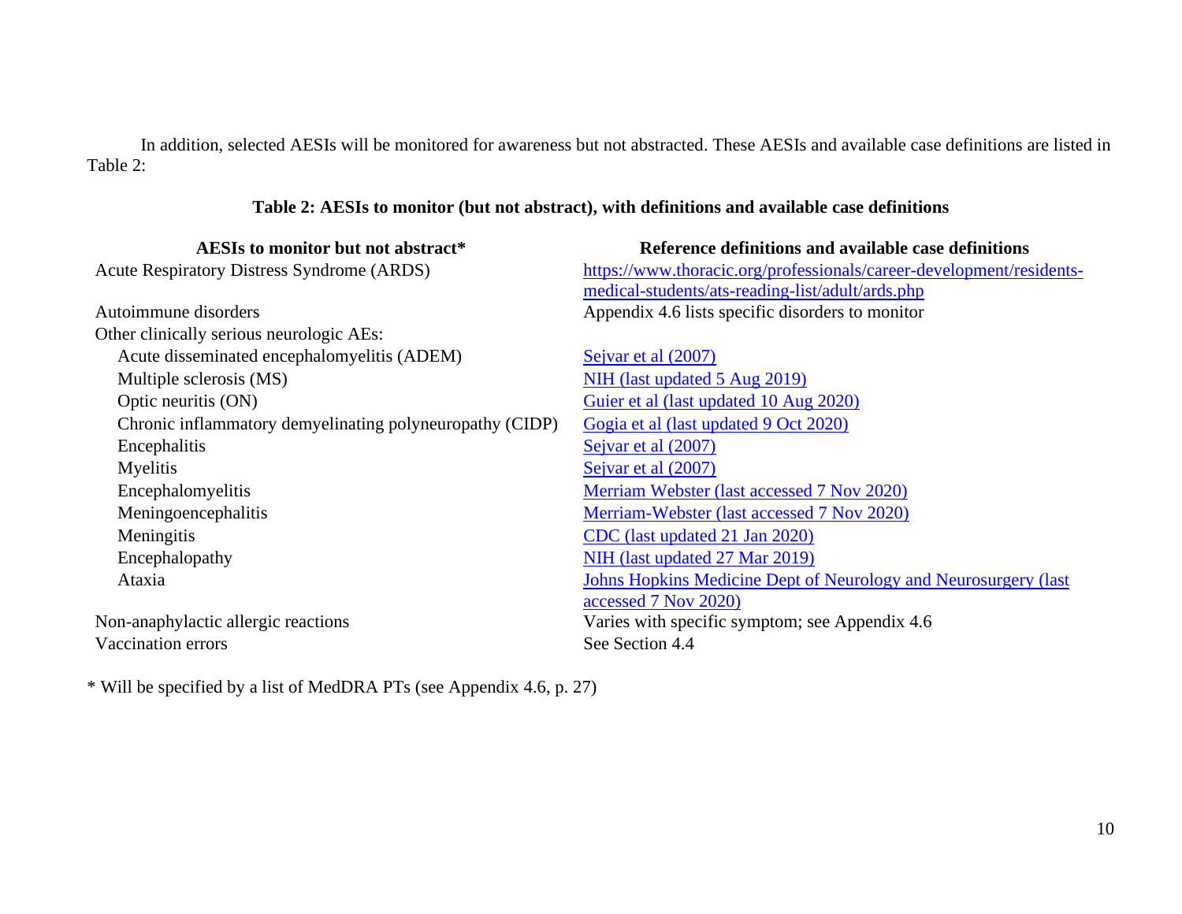In addition, selected AESIs will be monitored for awareness but not abstracted. These AESIs and available case definitions are listed in Table 2:

**Table 2: AESIs to monitor (but not abstract), with definitions and available case definitions**

| AESIs to monitor but not abstract* | Reference definitions and available case definitions |
|---|---|
| Acute Respiratory Distress Syndrome (ARDS) | https://www.thoracic.org/professionals/career-development/residents-medical-students/ats-reading-list/adult/ards.php |
| Autoimmune disorders | Appendix 4.6 lists specific disorders to monitor |
| Other clinically serious neurologic AEs: | |
| Acute disseminated encephalomyelitis (ADEM) | Sejvar et al (2007) |
| Multiple sclerosis (MS) | NIH (last updated 5 Aug 2019) |
| Optic neuritis (ON) | Guier et al (last updated 10 Aug 2020) |
| Chronic inflammatory demyelinating polyneuropathy (CIDP) | Gogia et al (last updated 9 Oct 2020) |
| Encephalitis | Sejvar et al (2007) |
| Myelitis | Sejvar et al (2007) |
| Encephalomyelitis | Merriam Webster (last accessed 7 Nov 2020) |
| Meningoencephalitis | Merriam-Webster (last accessed 7 Nov 2020) |
| Meningitis | CDC (last updated 21 Jan 2020) |
| Encephalopathy | NIH (last updated 27 Mar 2019) |
| Ataxia | Johns Hopkins Medicine Dept of Neurology and Neurosurgery (last accessed 7 Nov 2020) |
| Non-anaphylactic allergic reactions | Varies with specific symptom; see Appendix 4.6 |
| Vaccination errors | See Section 4.4 |

\* Will be specified by a list of MedDRA PTs (see Appendix 4.6, p. 27)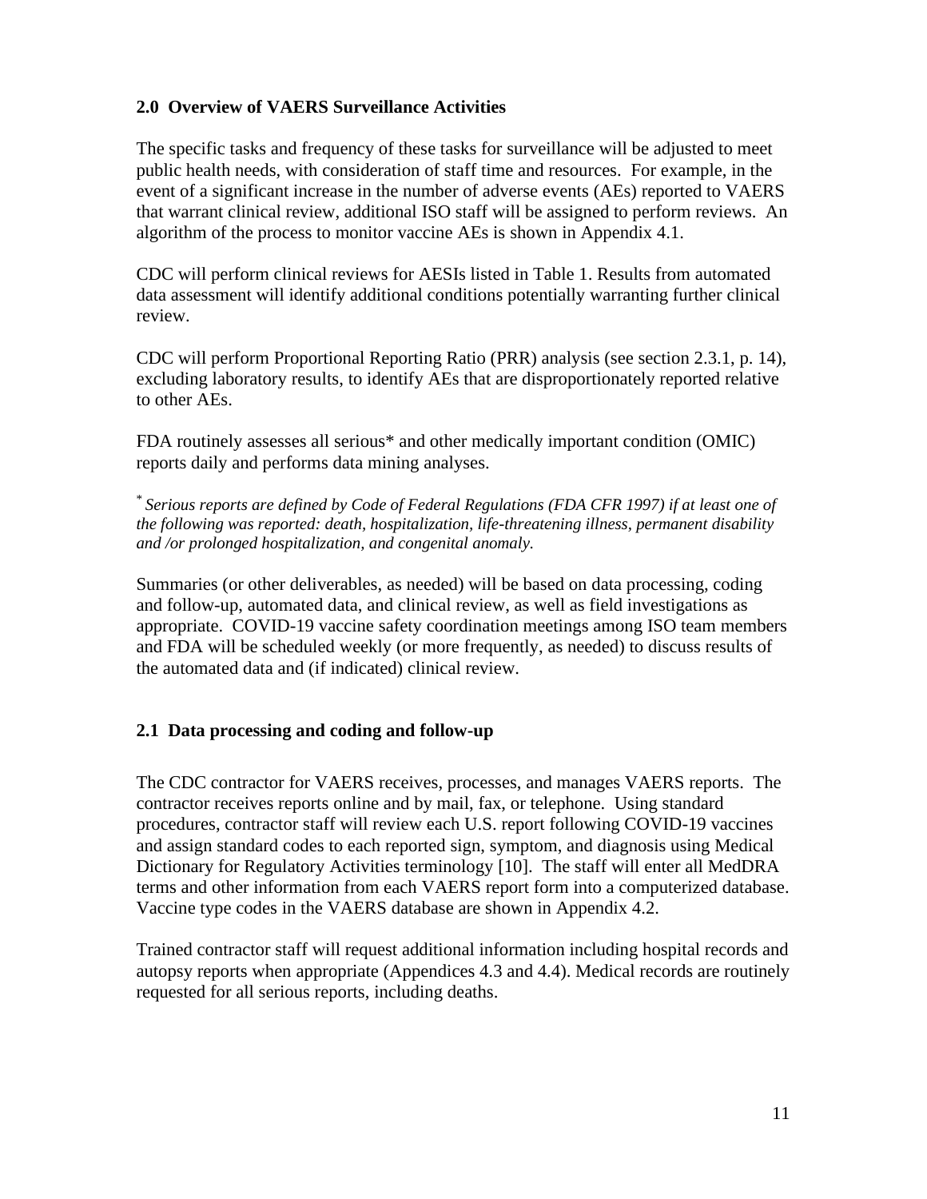## 2.0 Overview of VAERS Surveillance Activities

The specific tasks and frequency of these tasks for surveillance will be adjusted to meet public health needs, with consideration of staff time and resources. For example, in the event of a significant increase in the number of adverse events (AEs) reported to VAERS that warrant clinical review, additional ISO staff will be assigned to perform reviews. An algorithm of the process to monitor vaccine AEs is shown in Appendix 4.1.

CDC will perform clinical reviews for AESIs listed in Table 1. Results from automated data assessment will identify additional conditions potentially warranting further clinical review.

CDC will perform Proportional Reporting Ratio (PRR) analysis (see section 2.3.1, p. 14), excluding laboratory results, to identify AEs that are disproportionately reported relative to other AEs.

FDA routinely assesses all serious* and other medically important condition (OMIC) reports daily and performs data mining analyses.

*\* Serious reports are defined by Code of Federal Regulations (FDA CFR 1997) if at least one of the following was reported: death, hospitalization, life-threatening illness, permanent disability and /or prolonged hospitalization, and congenital anomaly.*

Summaries (or other deliverables, as needed) will be based on data processing, coding and follow-up, automated data, and clinical review, as well as field investigations as appropriate. COVID-19 vaccine safety coordination meetings among ISO team members and FDA will be scheduled weekly (or more frequently, as needed) to discuss results of the automated data and (if indicated) clinical review.

## 2.1 Data processing and coding and follow-up

The CDC contractor for VAERS receives, processes, and manages VAERS reports. The contractor receives reports online and by mail, fax, or telephone. Using standard procedures, contractor staff will review each U.S. report following COVID-19 vaccines and assign standard codes to each reported sign, symptom, and diagnosis using Medical Dictionary for Regulatory Activities terminology [10]. The staff will enter all MedDRA terms and other information from each VAERS report form into a computerized database. Vaccine type codes in the VAERS database are shown in Appendix 4.2.

Trained contractor staff will request additional information including hospital records and autopsy reports when appropriate (Appendices 4.3 and 4.4). Medical records are routinely requested for all serious reports, including deaths.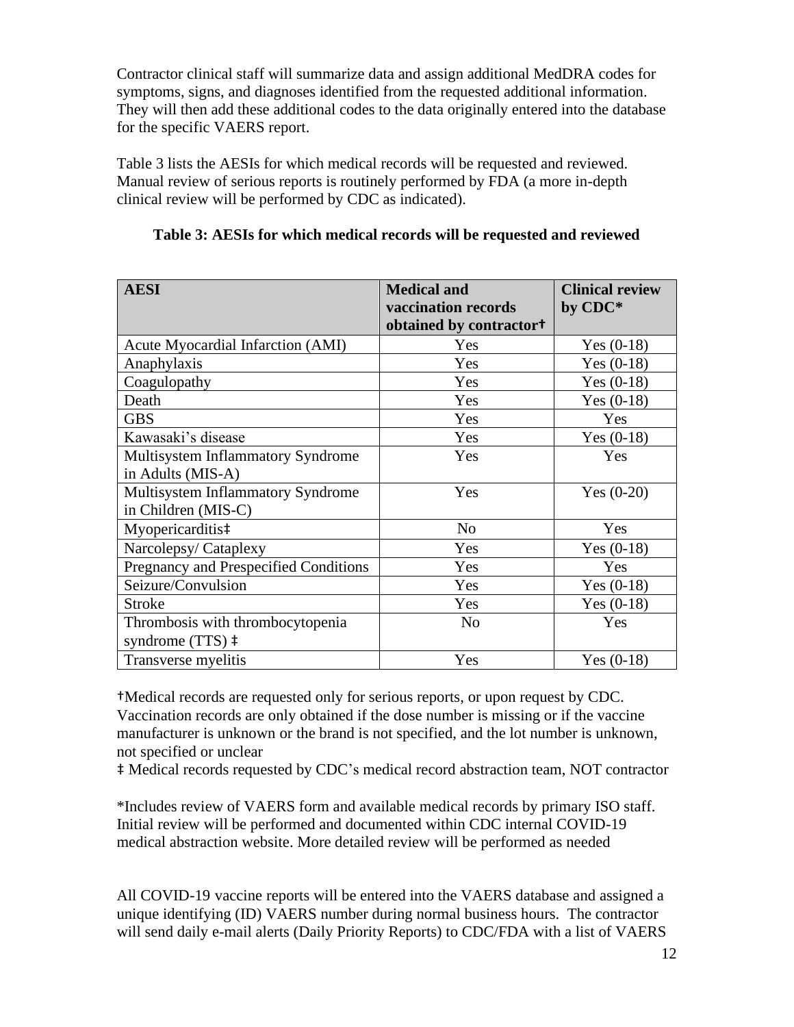Contractor clinical staff will summarize data and assign additional MedDRA codes for symptoms, signs, and diagnoses identified from the requested additional information. They will then add these additional codes to the data originally entered into the database for the specific VAERS report.

Table 3 lists the AESIs for which medical records will be requested and reviewed. Manual review of serious reports is routinely performed by FDA (a more in-depth clinical review will be performed by CDC as indicated).

**Table 3: AESIs for which medical records will be requested and reviewed**

| AESI | Medical and vaccination records obtained by contractor† | Clinical review by CDC* |
|---|---|---|
| Acute Myocardial Infarction (AMI) | Yes | Yes (0-18) |
| Anaphylaxis | Yes | Yes (0-18) |
| Coagulopathy | Yes | Yes (0-18) |
| Death | Yes | Yes (0-18) |
| GBS | Yes | Yes |
| Kawasaki's disease | Yes | Yes (0-18) |
| Multisystem Inflammatory Syndrome in Adults (MIS-A) | Yes | Yes |
| Multisystem Inflammatory Syndrome in Children (MIS-C) | Yes | Yes (0-20) |
| Myopericarditis‡ | No | Yes |
| Narcolepsy/ Cataplexy | Yes | Yes (0-18) |
| Pregnancy and Prespecified Conditions | Yes | Yes |
| Seizure/Convulsion | Yes | Yes (0-18) |
| Stroke | Yes | Yes (0-18) |
| Thrombosis with thrombocytopenia syndrome (TTS) ‡ | No | Yes |
| Transverse myelitis | Yes | Yes (0-18) |

†Medical records are requested only for serious reports, or upon request by CDC. Vaccination records are only obtained if the dose number is missing or if the vaccine manufacturer is unknown or the brand is not specified, and the lot number is unknown, not specified or unclear

‡ Medical records requested by CDC's medical record abstraction team, NOT contractor

*Includes review of VAERS form and available medical records by primary ISO staff. Initial review will be performed and documented within CDC internal COVID-19 medical abstraction website. More detailed review will be performed as needed

All COVID-19 vaccine reports will be entered into the VAERS database and assigned a unique identifying (ID) VAERS number during normal business hours. The contractor will send daily e-mail alerts (Daily Priority Reports) to CDC/FDA with a list of VAERS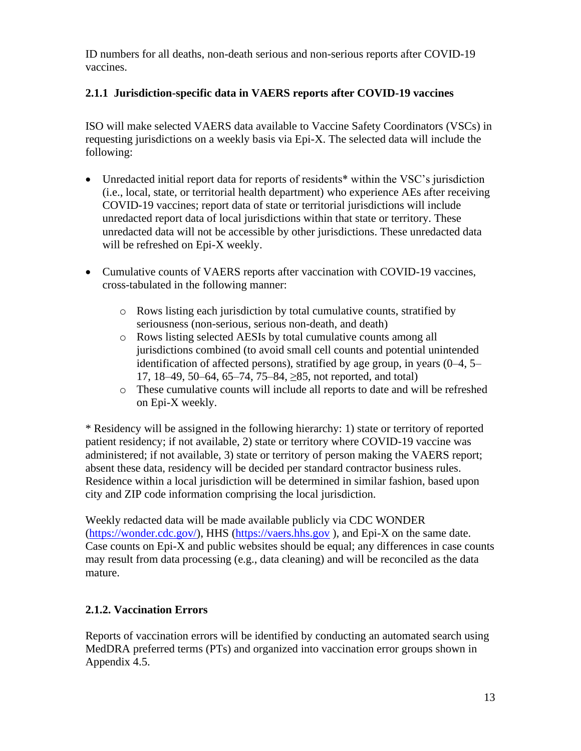ID numbers for all deaths, non-death serious and non-serious reports after COVID-19 vaccines.

### 2.1.1 Jurisdiction-specific data in VAERS reports after COVID-19 vaccines

ISO will make selected VAERS data available to Vaccine Safety Coordinators (VSCs) in requesting jurisdictions on a weekly basis via Epi-X. The selected data will include the following:

- Unredacted initial report data for reports of residents* within the VSC's jurisdiction (i.e., local, state, or territorial health department) who experience AEs after receiving COVID-19 vaccines; report data of state or territorial jurisdictions will include unredacted report data of local jurisdictions within that state or territory. These unredacted data will not be accessible by other jurisdictions. These unredacted data will be refreshed on Epi-X weekly.

- Cumulative counts of VAERS reports after vaccination with COVID-19 vaccines, cross-tabulated in the following manner:
    - Rows listing each jurisdiction by total cumulative counts, stratified by seriousness (non-serious, serious non-death, and death)
    - Rows listing selected AESIs by total cumulative counts among all jurisdictions combined (to avoid small cell counts and potential unintended identification of affected persons), stratified by age group, in years (0–4, 5–17, 18–49, 50–64, 65–74, 75–84, ≥85, not reported, and total)
    - These cumulative counts will include all reports to date and will be refreshed on Epi-X weekly.

* Residency will be assigned in the following hierarchy: 1) state or territory of reported patient residency; if not available, 2) state or territory where COVID-19 vaccine was administered; if not available, 3) state or territory of person making the VAERS report; absent these data, residency will be decided per standard contractor business rules. Residence within a local jurisdiction will be determined in similar fashion, based upon city and ZIP code information comprising the local jurisdiction.

Weekly redacted data will be made available publicly via CDC WONDER (https://wonder.cdc.gov/), HHS (https://vaers.hhs.gov ), and Epi-X on the same date. Case counts on Epi-X and public websites should be equal; any differences in case counts may result from data processing (e.g., data cleaning) and will be reconciled as the data mature.

### 2.1.2. Vaccination Errors

Reports of vaccination errors will be identified by conducting an automated search using MedDRA preferred terms (PTs) and organized into vaccination error groups shown in Appendix 4.5.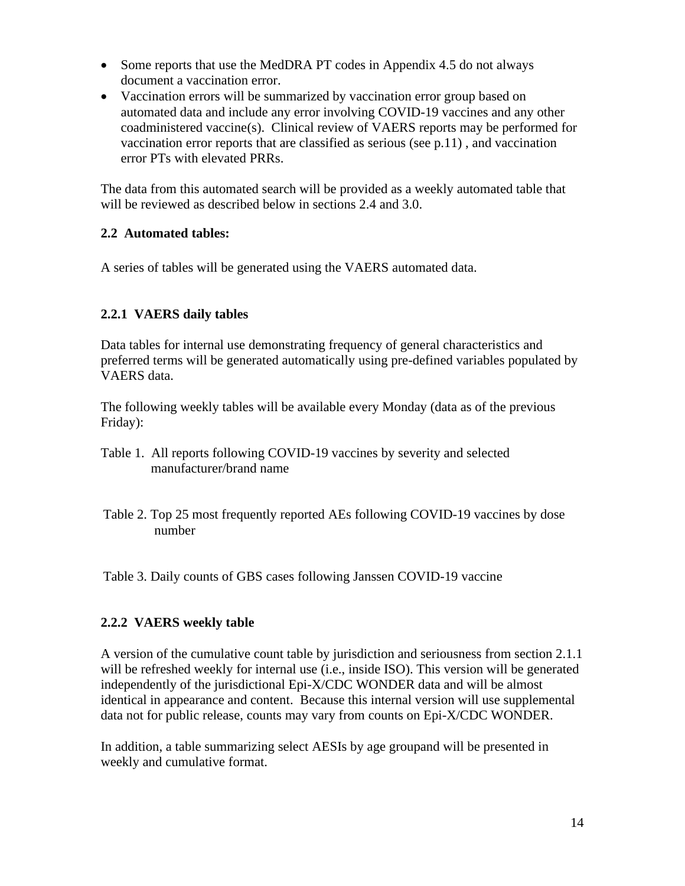- Some reports that use the MedDRA PT codes in Appendix 4.5 do not always document a vaccination error.
- Vaccination errors will be summarized by vaccination error group based on automated data and include any error involving COVID-19 vaccines and any other coadministered vaccine(s). Clinical review of VAERS reports may be performed for vaccination error reports that are classified as serious (see p.11) , and vaccination error PTs with elevated PRRs.

The data from this automated search will be provided as a weekly automated table that will be reviewed as described below in sections 2.4 and 3.0.

### 2.2 Automated tables:

A series of tables will be generated using the VAERS automated data.

#### 2.2.1 VAERS daily tables

Data tables for internal use demonstrating frequency of general characteristics and preferred terms will be generated automatically using pre-defined variables populated by VAERS data.

The following weekly tables will be available every Monday (data as of the previous Friday):

Table 1. All reports following COVID-19 vaccines by severity and selected manufacturer/brand name

Table 2. Top 25 most frequently reported AEs following COVID-19 vaccines by dose number

Table 3. Daily counts of GBS cases following Janssen COVID-19 vaccine

#### 2.2.2 VAERS weekly table

A version of the cumulative count table by jurisdiction and seriousness from section 2.1.1 will be refreshed weekly for internal use (i.e., inside ISO). This version will be generated independently of the jurisdictional Epi-X/CDC WONDER data and will be almost identical in appearance and content. Because this internal version will use supplemental data not for public release, counts may vary from counts on Epi-X/CDC WONDER.

In addition, a table summarizing select AESIs by age groupand will be presented in weekly and cumulative format.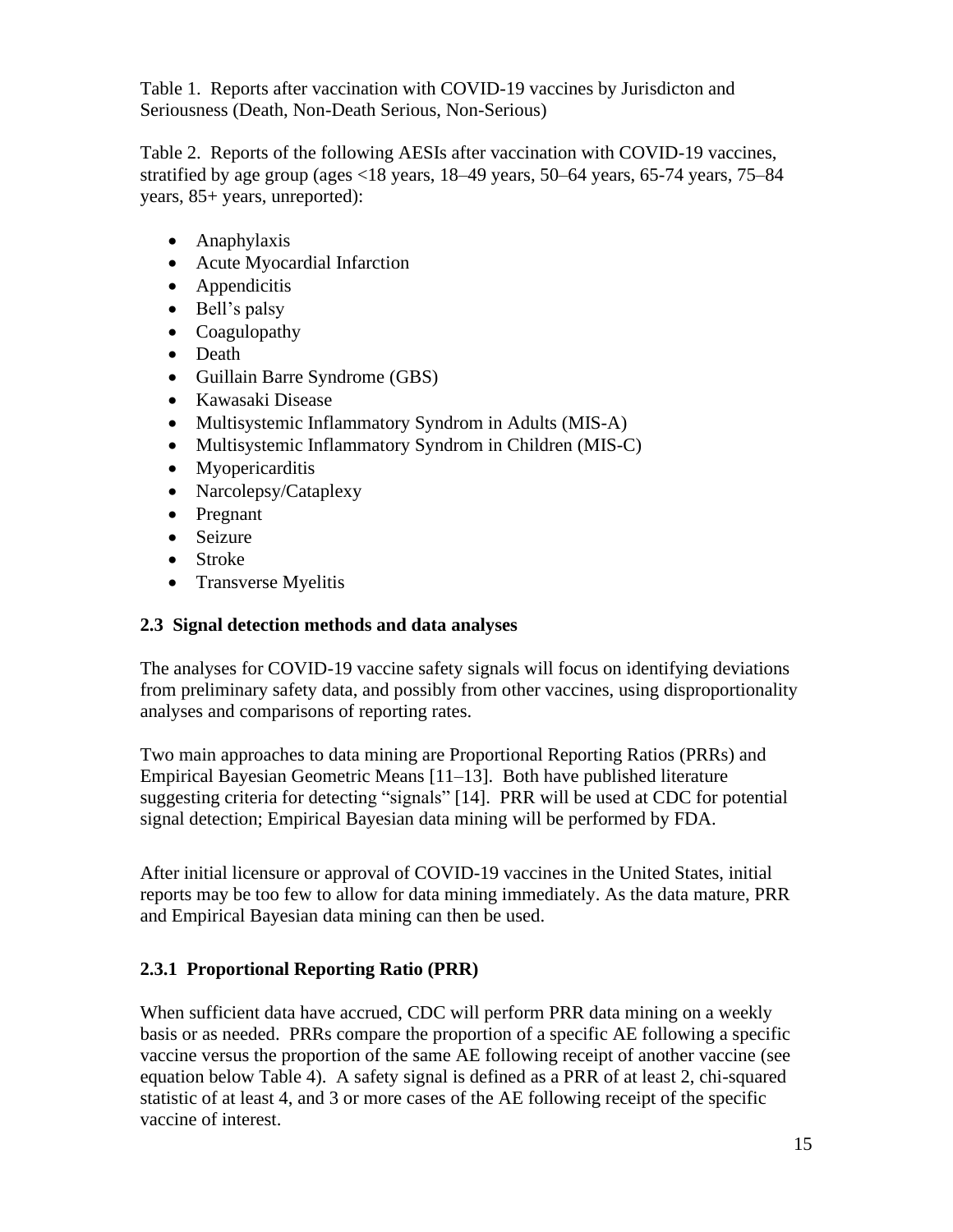Table 1. Reports after vaccination with COVID-19 vaccines by Jurisdicton and Seriousness (Death, Non-Death Serious, Non-Serious)

Table 2. Reports of the following AESIs after vaccination with COVID-19 vaccines, stratified by age group (ages <18 years, 18–49 years, 50–64 years, 65-74 years, 75–84 years, 85+ years, unreported):

- Anaphylaxis
- Acute Myocardial Infarction
- Appendicitis
- Bell's palsy
- Coagulopathy
- Death
- Guillain Barre Syndrome (GBS)
- Kawasaki Disease
- Multisystemic Inflammatory Syndrom in Adults (MIS-A)
- Multisystemic Inflammatory Syndrom in Children (MIS-C)
- Myopericarditis
- Narcolepsy/Cataplexy
- Pregnant
- Seizure
- Stroke
- Transverse Myelitis

### 2.3 Signal detection methods and data analyses

The analyses for COVID-19 vaccine safety signals will focus on identifying deviations from preliminary safety data, and possibly from other vaccines, using disproportionality analyses and comparisons of reporting rates.

Two main approaches to data mining are Proportional Reporting Ratios (PRRs) and Empirical Bayesian Geometric Means [11–13]. Both have published literature suggesting criteria for detecting "signals" [14]. PRR will be used at CDC for potential signal detection; Empirical Bayesian data mining will be performed by FDA.

After initial licensure or approval of COVID-19 vaccines in the United States, initial reports may be too few to allow for data mining immediately. As the data mature, PRR and Empirical Bayesian data mining can then be used.

#### 2.3.1 Proportional Reporting Ratio (PRR)

When sufficient data have accrued, CDC will perform PRR data mining on a weekly basis or as needed. PRRs compare the proportion of a specific AE following a specific vaccine versus the proportion of the same AE following receipt of another vaccine (see equation below Table 4). A safety signal is defined as a PRR of at least 2, chi-squared statistic of at least 4, and 3 or more cases of the AE following receipt of the specific vaccine of interest.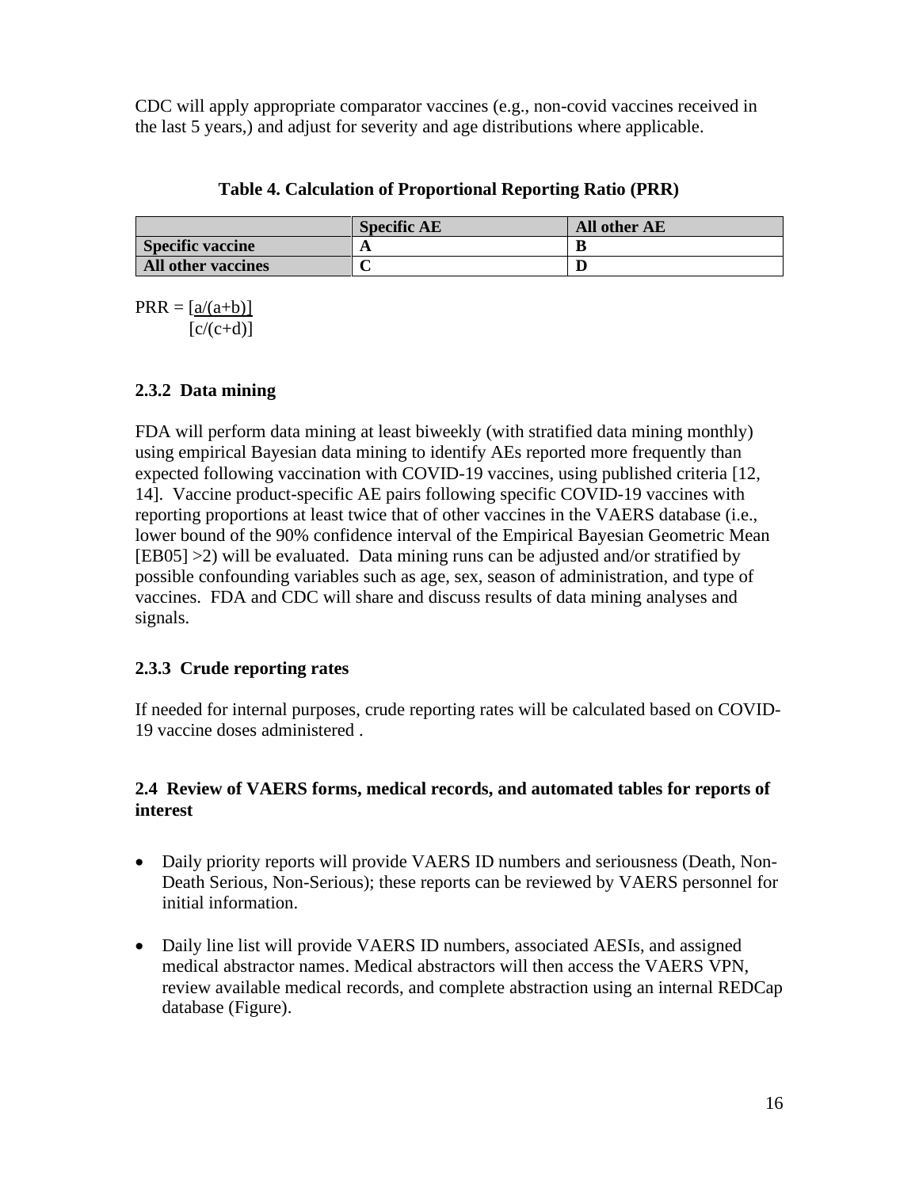CDC will apply appropriate comparator vaccines (e.g., non-covid vaccines received in the last 5 years,) and adjust for severity and age distributions where applicable.

**Table 4. Calculation of Proportional Reporting Ratio (PRR)**

| | **Specific AE** | **All other AE** |
|---|---|---|
| **Specific vaccine** | **A** | **B** |
| **All other vaccines** | **C** | **D** |

$$PRR = \frac{[a/(a+b)]}{[c/(c+d)]}$$

### 2.3.2 Data mining

FDA will perform data mining at least biweekly (with stratified data mining monthly) using empirical Bayesian data mining to identify AEs reported more frequently than expected following vaccination with COVID-19 vaccines, using published criteria [12, 14]. Vaccine product-specific AE pairs following specific COVID-19 vaccines with reporting proportions at least twice that of other vaccines in the VAERS database (i.e., lower bound of the 90% confidence interval of the Empirical Bayesian Geometric Mean [EB05] >2) will be evaluated. Data mining runs can be adjusted and/or stratified by possible confounding variables such as age, sex, season of administration, and type of vaccines. FDA and CDC will share and discuss results of data mining analyses and signals.

### 2.3.3 Crude reporting rates

If needed for internal purposes, crude reporting rates will be calculated based on COVID-19 vaccine doses administered .

### 2.4 Review of VAERS forms, medical records, and automated tables for reports of interest

- Daily priority reports will provide VAERS ID numbers and seriousness (Death, Non-Death Serious, Non-Serious); these reports can be reviewed by VAERS personnel for initial information.

- Daily line list will provide VAERS ID numbers, associated AESIs, and assigned medical abstractor names. Medical abstractors will then access the VAERS VPN, review available medical records, and complete abstraction using an internal REDCap database (Figure).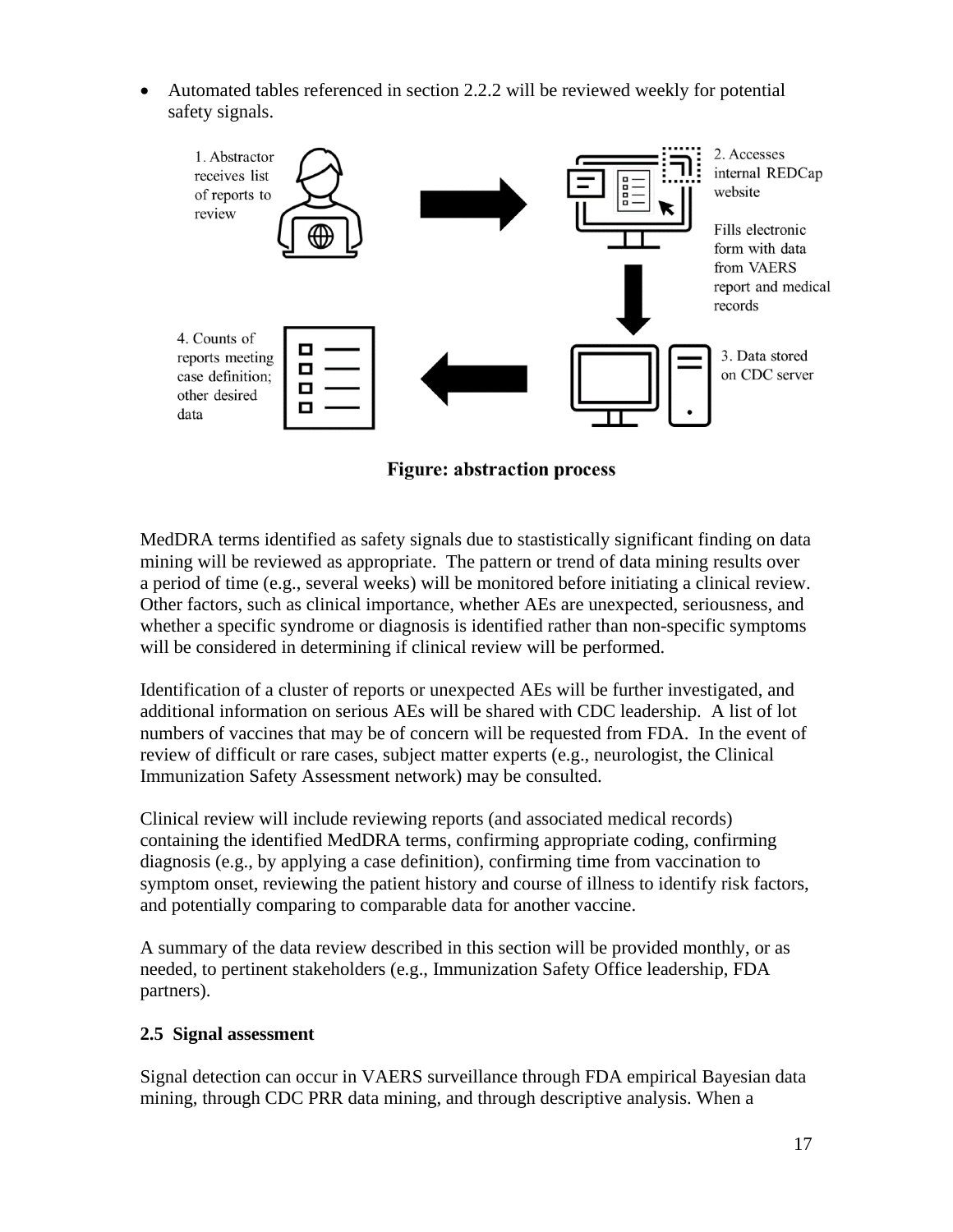- Automated tables referenced in section 2.2.2 will be reviewed weekly for potential safety signals.

1. Abstractor receives list of reports to review

2. Accesses internal REDCap website

Fills electronic form with data from VAERS report and medical records

3. Data stored on CDC server

4. Counts of reports meeting case definition; other desired data

**Figure: abstraction process**

MedDRA terms identified as safety signals due to stastistically significant finding on data mining will be reviewed as appropriate. The pattern or trend of data mining results over a period of time (e.g., several weeks) will be monitored before initiating a clinical review. Other factors, such as clinical importance, whether AEs are unexpected, seriousness, and whether a specific syndrome or diagnosis is identified rather than non-specific symptoms will be considered in determining if clinical review will be performed.

Identification of a cluster of reports or unexpected AEs will be further investigated, and additional information on serious AEs will be shared with CDC leadership. A list of lot numbers of vaccines that may be of concern will be requested from FDA. In the event of review of difficult or rare cases, subject matter experts (e.g., neurologist, the Clinical Immunization Safety Assessment network) may be consulted.

Clinical review will include reviewing reports (and associated medical records) containing the identified MedDRA terms, confirming appropriate coding, confirming diagnosis (e.g., by applying a case definition), confirming time from vaccination to symptom onset, reviewing the patient history and course of illness to identify risk factors, and potentially comparing to comparable data for another vaccine.

A summary of the data review described in this section will be provided monthly, or as needed, to pertinent stakeholders (e.g., Immunization Safety Office leadership, FDA partners).

### 2.5 Signal assessment

Signal detection can occur in VAERS surveillance through FDA empirical Bayesian data mining, through CDC PRR data mining, and through descriptive analysis. When a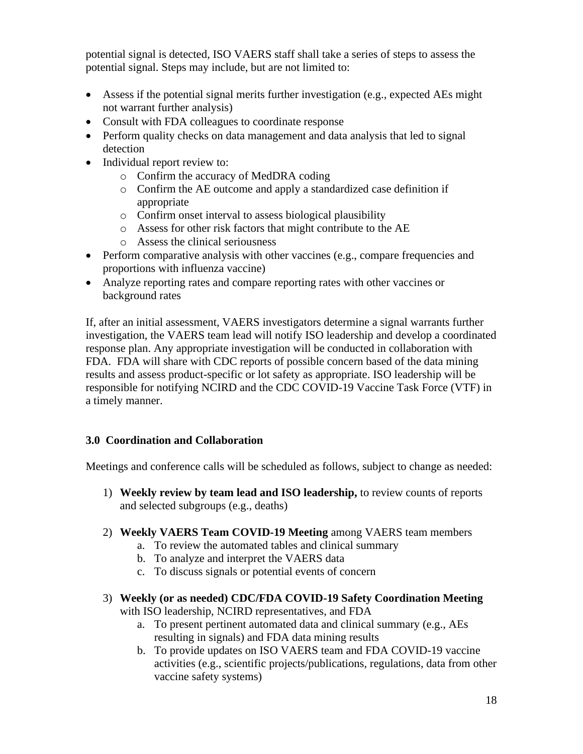potential signal is detected, ISO VAERS staff shall take a series of steps to assess the potential signal. Steps may include, but are not limited to:

- Assess if the potential signal merits further investigation (e.g., expected AEs might not warrant further analysis)
- Consult with FDA colleagues to coordinate response
- Perform quality checks on data management and data analysis that led to signal detection
- Individual report review to:
    - Confirm the accuracy of MedDRA coding
    - Confirm the AE outcome and apply a standardized case definition if appropriate
    - Confirm onset interval to assess biological plausibility
    - Assess for other risk factors that might contribute to the AE
    - Assess the clinical seriousness
- Perform comparative analysis with other vaccines (e.g., compare frequencies and proportions with influenza vaccine)
- Analyze reporting rates and compare reporting rates with other vaccines or background rates

If, after an initial assessment, VAERS investigators determine a signal warrants further investigation, the VAERS team lead will notify ISO leadership and develop a coordinated response plan. Any appropriate investigation will be conducted in collaboration with FDA. FDA will share with CDC reports of possible concern based of the data mining results and assess product-specific or lot safety as appropriate. ISO leadership will be responsible for notifying NCIRD and the CDC COVID-19 Vaccine Task Force (VTF) in a timely manner.

## 3.0 Coordination and Collaboration

Meetings and conference calls will be scheduled as follows, subject to change as needed:

1) **Weekly review by team lead and ISO leadership,** to review counts of reports and selected subgroups (e.g., deaths)

2) **Weekly VAERS Team COVID-19 Meeting** among VAERS team members
    a. To review the automated tables and clinical summary
    b. To analyze and interpret the VAERS data
    c. To discuss signals or potential events of concern

3) **Weekly (or as needed) CDC/FDA COVID-19 Safety Coordination Meeting** with ISO leadership, NCIRD representatives, and FDA
    a. To present pertinent automated data and clinical summary (e.g., AEs resulting in signals) and FDA data mining results
    b. To provide updates on ISO VAERS team and FDA COVID-19 vaccine activities (e.g., scientific projects/publications, regulations, data from other vaccine safety systems)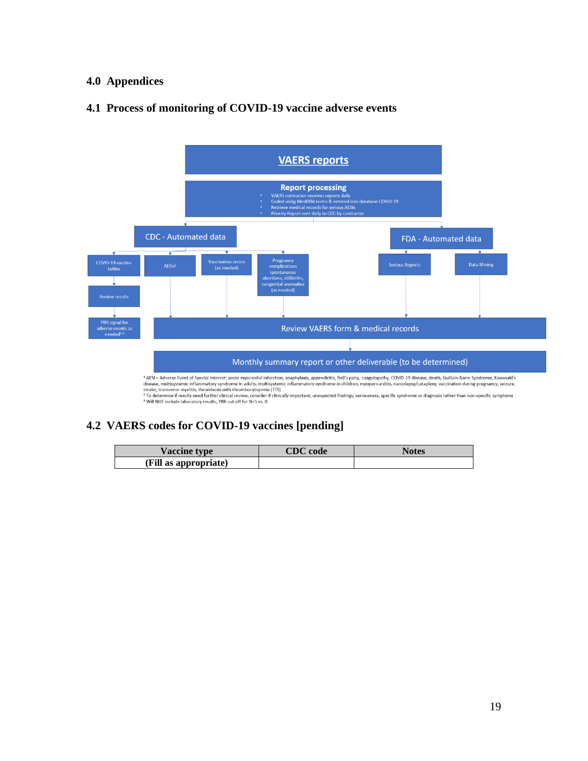# 4.0 Appendices

## 4.1 Process of monitoring of COVID-19 vaccine adverse events

**VAERS reports**

**Report processing**

- VAERS contractor receives reports daily
- Coded using MedDRA terms & entered into database COVID-19
- Retrieve medical records for serious AESIs
- Priority Report sent daily to CDC by contractor

CDC - Automated data

- COVID-19 vaccine tables → Review results → PRR signal for adverse events as needed[2,3]
- AESIs[1]
- Vaccination errors (as needed)
- Pregnancy complications spontaneous abortions, stillbirths, congenital anomalies (as needed)

FDA - Automated data

- Serious Reports
- Data Mining

Review VAERS form & medical records

Monthly summary report or other deliverable (to be determined)

[1] AESI = Adverse Event of Special Interest: acute myocardial infarction, anaphylaxis, appendicitis, Bell's palsy, coagulopathy, COVID-19 disease, death, Guillain-Barre Syndrome, Kawasaki's disease, multisystemic inflammatory syndrome in adults, multisystemic inflammatory syndrome in children, myopericarditis, narcolepsy/cataplexy, vaccination during pregnancy, seizure, stroke, transverse myelitis, thrombosis with thrombocytopenia (TTS)

[2] To determine if results need further clinical review, consider if clinically important, unexpected findings, seriousness, specific syndrome or diagnosis rather than non-specific symptoms

[3] Will NOT include laboratory results; PRR cut-off for N=5 vs. 0

## 4.2 VAERS codes for COVID-19 vaccines [pending]

| Vaccine type | CDC code | Notes |
|---|---|---|
| (Fill as appropriate) | | |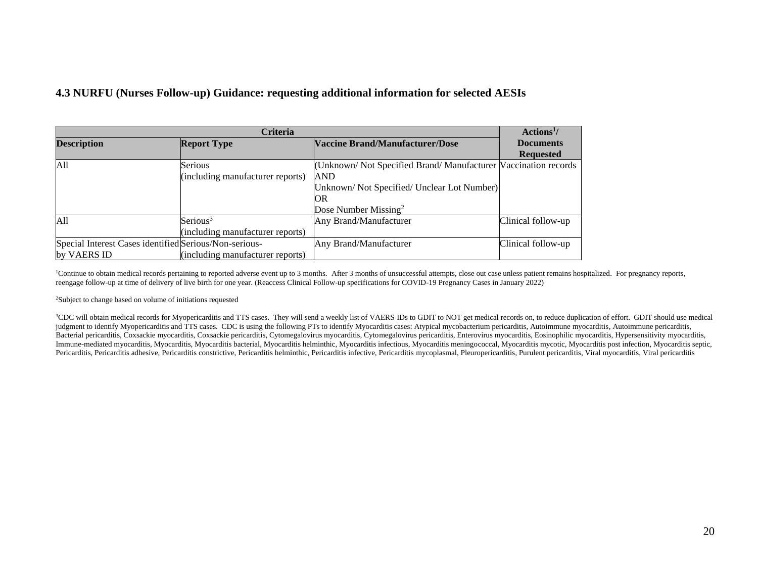### 4.3 NURFU (Nurses Follow-up) Guidance: requesting additional information for selected AESIs

| Criteria | | | Actions[1]/ Documents Requested |
|---|---|---|---|
| **Description** | **Report Type** | **Vaccine Brand/Manufacturer/Dose** | |
| All | Serious (including manufacturer reports) | (Unknown/ Not Specified Brand/ Manufacturer AND Unknown/ Not Specified/ Unclear Lot Number) OR Dose Number Missing[2] | Vaccination records |
| All | Serious[3] (including manufacturer reports) | Any Brand/Manufacturer | Clinical follow-up |
| Special Interest Cases identified by VAERS ID | Serious/Non-serious- (including manufacturer reports) | Any Brand/Manufacturer | Clinical follow-up |

[1]Continue to obtain medical records pertaining to reported adverse event up to 3 months. After 3 months of unsuccessful attempts, close out case unless patient remains hospitalized. For pregnancy reports, reengage follow-up at time of delivery of live birth for one year. (Reaccess Clinical Follow-up specifications for COVID-19 Pregnancy Cases in January 2022)

[2]Subject to change based on volume of initiations requested

[3]CDC will obtain medical records for Myopericarditis and TTS cases. They will send a weekly list of VAERS IDs to GDIT to NOT get medical records on, to reduce duplication of effort. GDIT should use medical judgment to identify Myopericarditis and TTS cases. CDC is using the following PTs to identify Myocarditis cases: Atypical mycobacterium pericarditis, Autoimmune myocarditis, Autoimmune pericarditis, Bacterial pericarditis, Coxsackie myocarditis, Coxsackie pericarditis, Cytomegalovirus myocarditis, Cytomegalovirus pericarditis, Enterovirus myocarditis, Eosinophilic myocarditis, Hypersensitivity myocarditis, Immune-mediated myocarditis, Myocarditis, Myocarditis bacterial, Myocarditis helminthic, Myocarditis infectious, Myocarditis meningococcal, Myocarditis mycotic, Myocarditis post infection, Myocarditis septic, Pericarditis, Pericarditis adhesive, Pericarditis constrictive, Pericarditis helminthic, Pericarditis infective, Pericarditis mycoplasmal, Pleuropericarditis, Purulent pericarditis, Viral myocarditis, Viral pericarditis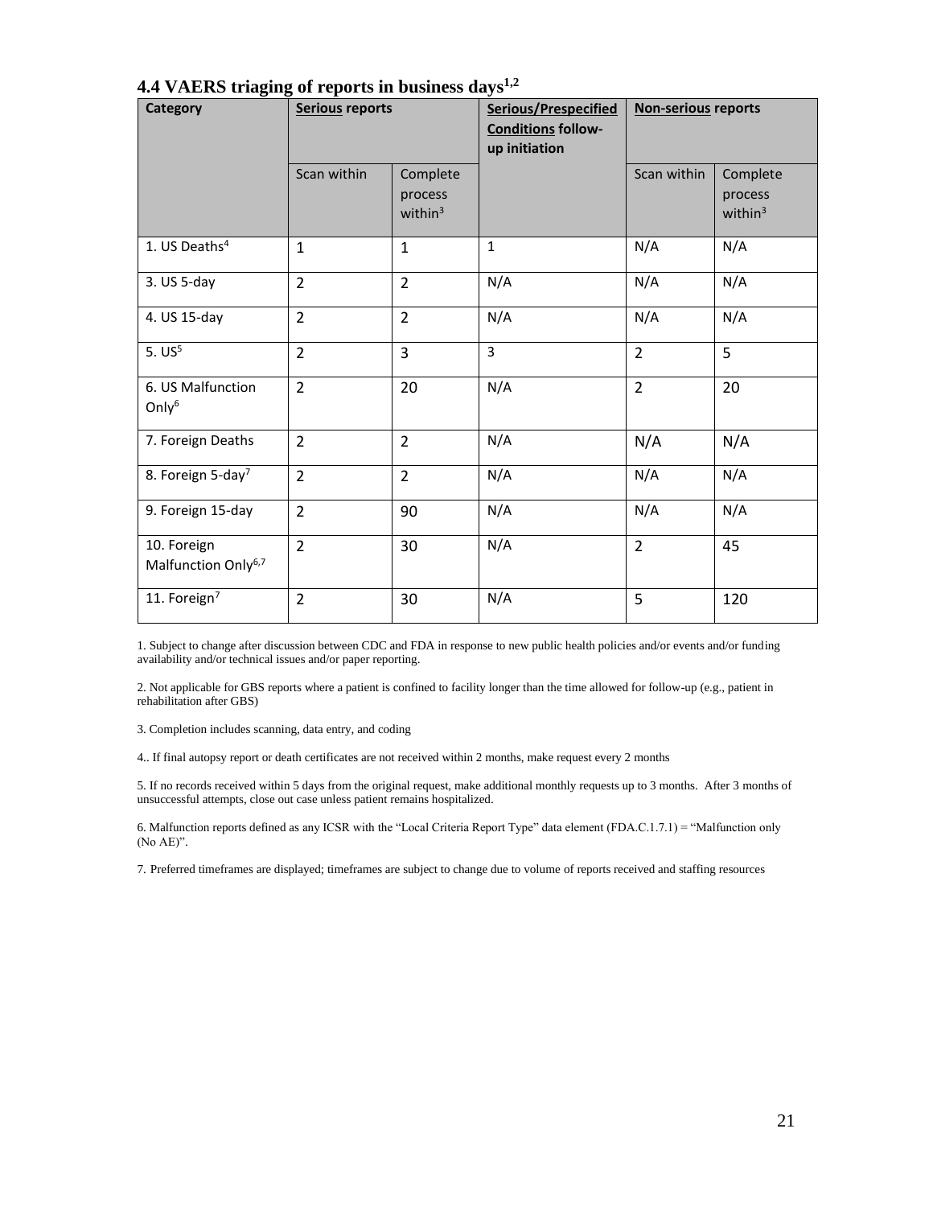### 4.4 VAERS triaging of reports in business days[1,2]

| Category | **Serious** reports | | **Serious/Prespecified Conditions** follow-up initiation | **Non-serious** reports | |
|---|---|---|---|---|---|
| | Scan within | Complete process within[3] | | Scan within | Complete process within[3] |
| 1. US Deaths[4] | 1 | 1 | 1 | N/A | N/A |
| 3. US 5-day | 2 | 2 | N/A | N/A | N/A |
| 4. US 15-day | 2 | 2 | N/A | N/A | N/A |
| 5. US[5] | 2 | 3 | 3 | 2 | 5 |
| 6. US Malfunction Only[6] | 2 | 20 | N/A | 2 | 20 |
| 7. Foreign Deaths | 2 | 2 | N/A | N/A | N/A |
| 8. Foreign 5-day[7] | 2 | 2 | N/A | N/A | N/A |
| 9. Foreign 15-day | 2 | 90 | N/A | N/A | N/A |
| 10. Foreign Malfunction Only[6,7] | 2 | 30 | N/A | 2 | 45 |
| 11. Foreign[7] | 2 | 30 | N/A | 5 | 120 |

1. Subject to change after discussion between CDC and FDA in response to new public health policies and/or events and/or funding availability and/or technical issues and/or paper reporting.

2. Not applicable for GBS reports where a patient is confined to facility longer than the time allowed for follow-up (e.g., patient in rehabilitation after GBS)

3. Completion includes scanning, data entry, and coding

4.. If final autopsy report or death certificates are not received within 2 months, make request every 2 months

5. If no records received within 5 days from the original request, make additional monthly requests up to 3 months. After 3 months of unsuccessful attempts, close out case unless patient remains hospitalized.

6. Malfunction reports defined as any ICSR with the "Local Criteria Report Type" data element (FDA.C.1.7.1) = "Malfunction only (No AE)".

7. Preferred timeframes are displayed; timeframes are subject to change due to volume of reports received and staffing resources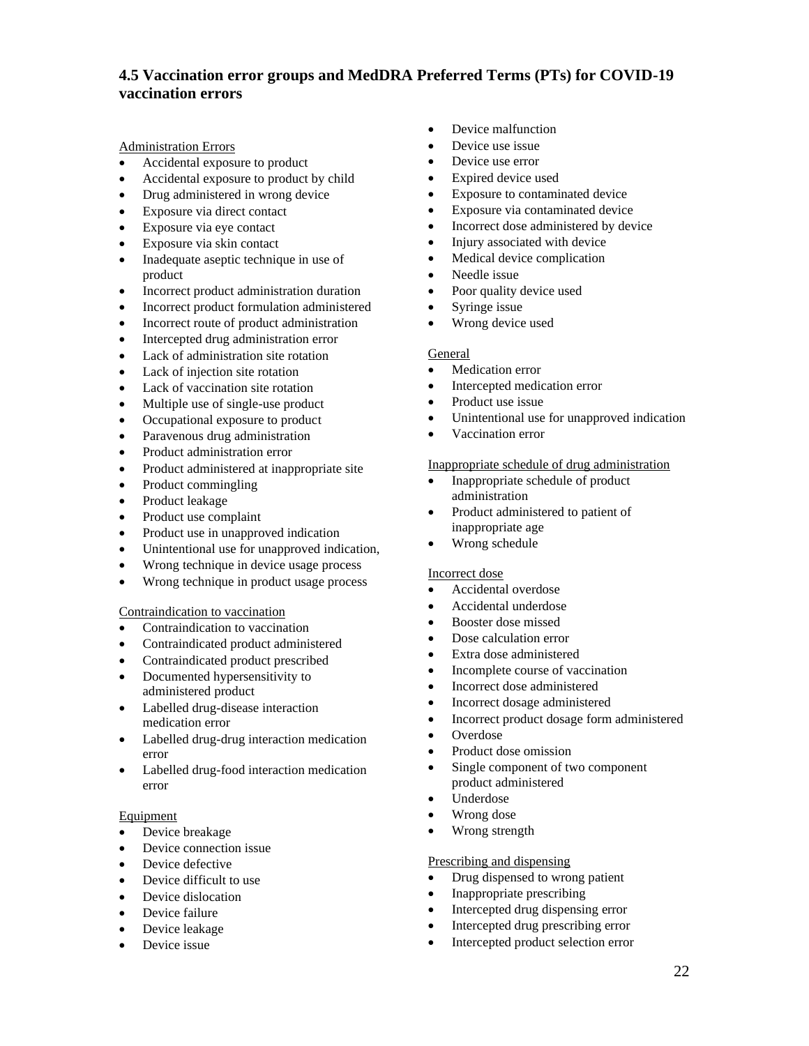## 4.5 Vaccination error groups and MedDRA Preferred Terms (PTs) for COVID-19 vaccination errors

Administration Errors

- Accidental exposure to product
- Accidental exposure to product by child
- Drug administered in wrong device
- Exposure via direct contact
- Exposure via eye contact
- Exposure via skin contact
- Inadequate aseptic technique in use of product
- Incorrect product administration duration
- Incorrect product formulation administered
- Incorrect route of product administration
- Intercepted drug administration error
- Lack of administration site rotation
- Lack of injection site rotation
- Lack of vaccination site rotation
- Multiple use of single-use product
- Occupational exposure to product
- Paravenous drug administration
- Product administration error
- Product administered at inappropriate site
- Product commingling
- Product leakage
- Product use complaint
- Product use in unapproved indication
- Unintentional use for unapproved indication,
- Wrong technique in device usage process
- Wrong technique in product usage process

Contraindication to vaccination

- Contraindication to vaccination
- Contraindicated product administered
- Contraindicated product prescribed
- Documented hypersensitivity to administered product
- Labelled drug-disease interaction medication error
- Labelled drug-drug interaction medication error
- Labelled drug-food interaction medication error

Equipment

- Device breakage
- Device connection issue
- Device defective
- Device difficult to use
- Device dislocation
- Device failure
- Device leakage
- Device issue
- Device malfunction
- Device use issue
- Device use error
- Expired device used
- Exposure to contaminated device
- Exposure via contaminated device
- Incorrect dose administered by device
- Injury associated with device
- Medical device complication
- Needle issue
- Poor quality device used
- Syringe issue
- Wrong device used

General

- Medication error
- Intercepted medication error
- Product use issue
- Unintentional use for unapproved indication
- Vaccination error

Inappropriate schedule of drug administration

- Inappropriate schedule of product administration
- Product administered to patient of inappropriate age
- Wrong schedule

Incorrect dose

- Accidental overdose
- Accidental underdose
- Booster dose missed
- Dose calculation error
- Extra dose administered
- Incomplete course of vaccination
- Incorrect dose administered
- Incorrect dosage administered
- Incorrect product dosage form administered
- Overdose
- Product dose omission
- Single component of two component product administered
- Underdose
- Wrong dose
- Wrong strength

Prescribing and dispensing

- Drug dispensed to wrong patient
- Inappropriate prescribing
- Intercepted drug dispensing error
- Intercepted drug prescribing error
- Intercepted product selection error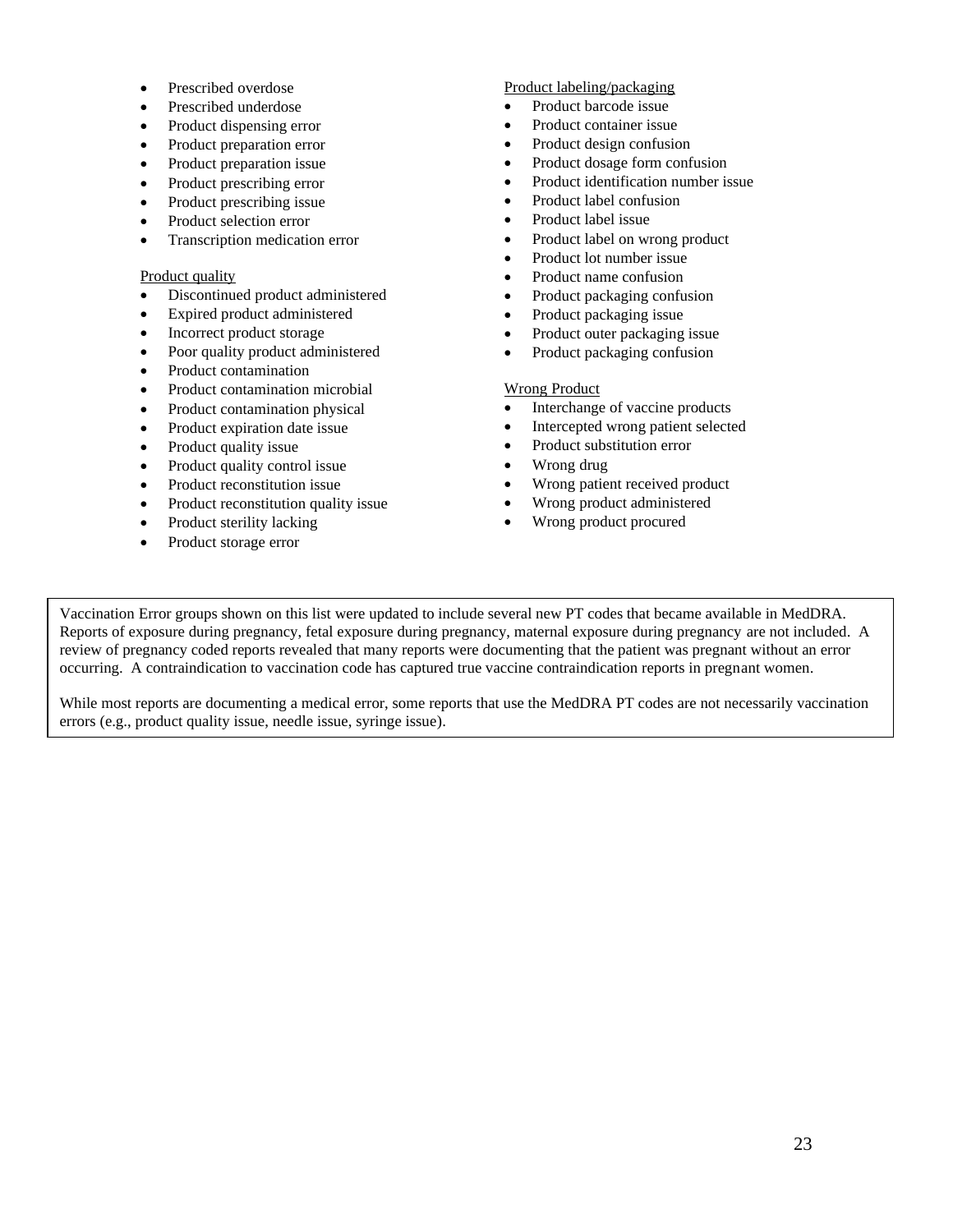- Prescribed overdose
- Prescribed underdose
- Product dispensing error
- Product preparation error
- Product preparation issue
- Product prescribing error
- Product prescribing issue
- Product selection error
- Transcription medication error

<u>Product quality</u>

- Discontinued product administered
- Expired product administered
- Incorrect product storage
- Poor quality product administered
- Product contamination
- Product contamination microbial
- Product contamination physical
- Product expiration date issue
- Product quality issue
- Product quality control issue
- Product reconstitution issue
- Product reconstitution quality issue
- Product sterility lacking
- Product storage error

<u>Product labeling/packaging</u>

- Product barcode issue
- Product container issue
- Product design confusion
- Product dosage form confusion
- Product identification number issue
- Product label confusion
- Product label issue
- Product label on wrong product
- Product lot number issue
- Product name confusion
- Product packaging confusion
- Product packaging issue
- Product outer packaging issue
- Product packaging confusion

<u>Wrong Product</u>

- Interchange of vaccine products
- Intercepted wrong patient selected
- Product substitution error
- Wrong drug
- Wrong patient received product
- Wrong product administered
- Wrong product procured

Vaccination Error groups shown on this list were updated to include several new PT codes that became available in MedDRA. Reports of exposure during pregnancy, fetal exposure during pregnancy, maternal exposure during pregnancy are not included. A review of pregnancy coded reports revealed that many reports were documenting that the patient was pregnant without an error occurring. A contraindication to vaccination code has captured true vaccine contraindication reports in pregnant women.

While most reports are documenting a medical error, some reports that use the MedDRA PT codes are not necessarily vaccination errors (e.g., product quality issue, needle issue, syringe issue).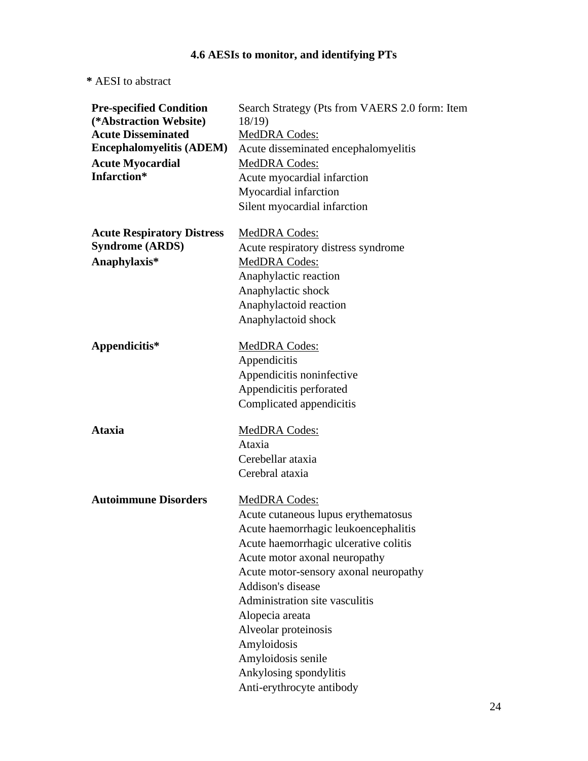### 4.6 AESIs to monitor, and identifying PTs

**\*** AESI to abstract

| Pre-specified Condition (*Abstraction Website) | Search Strategy (Pts from VAERS 2.0 form: Item 18/19) |
| --- | --- |
| **Acute Disseminated Encephalomyelitis (ADEM)** | MedDRA Codes:<br>Acute disseminated encephalomyelitis |
| **Acute Myocardial Infarction*** | MedDRA Codes:<br>Acute myocardial infarction<br>Myocardial infarction<br>Silent myocardial infarction |
| **Acute Respiratory Distress Syndrome (ARDS)** | MedDRA Codes:<br>Acute respiratory distress syndrome |
| **Anaphylaxis*** | MedDRA Codes:<br>Anaphylactic reaction<br>Anaphylactic shock<br>Anaphylactoid reaction<br>Anaphylactoid shock |
| **Appendicitis*** | MedDRA Codes:<br>Appendicitis<br>Appendicitis noninfective<br>Appendicitis perforated<br>Complicated appendicitis |
| **Ataxia** | MedDRA Codes:<br>Ataxia<br>Cerebellar ataxia<br>Cerebral ataxia |
| **Autoimmune Disorders** | MedDRA Codes:<br>Acute cutaneous lupus erythematosus<br>Acute haemorrhagic leukoencephalitis<br>Acute haemorrhagic ulcerative colitis<br>Acute motor axonal neuropathy<br>Acute motor-sensory axonal neuropathy<br>Addison's disease<br>Administration site vasculitis<br>Alopecia areata<br>Alveolar proteinosis<br>Amyloidosis<br>Amyloidosis senile<br>Ankylosing spondylitis<br>Anti-erythrocyte antibody |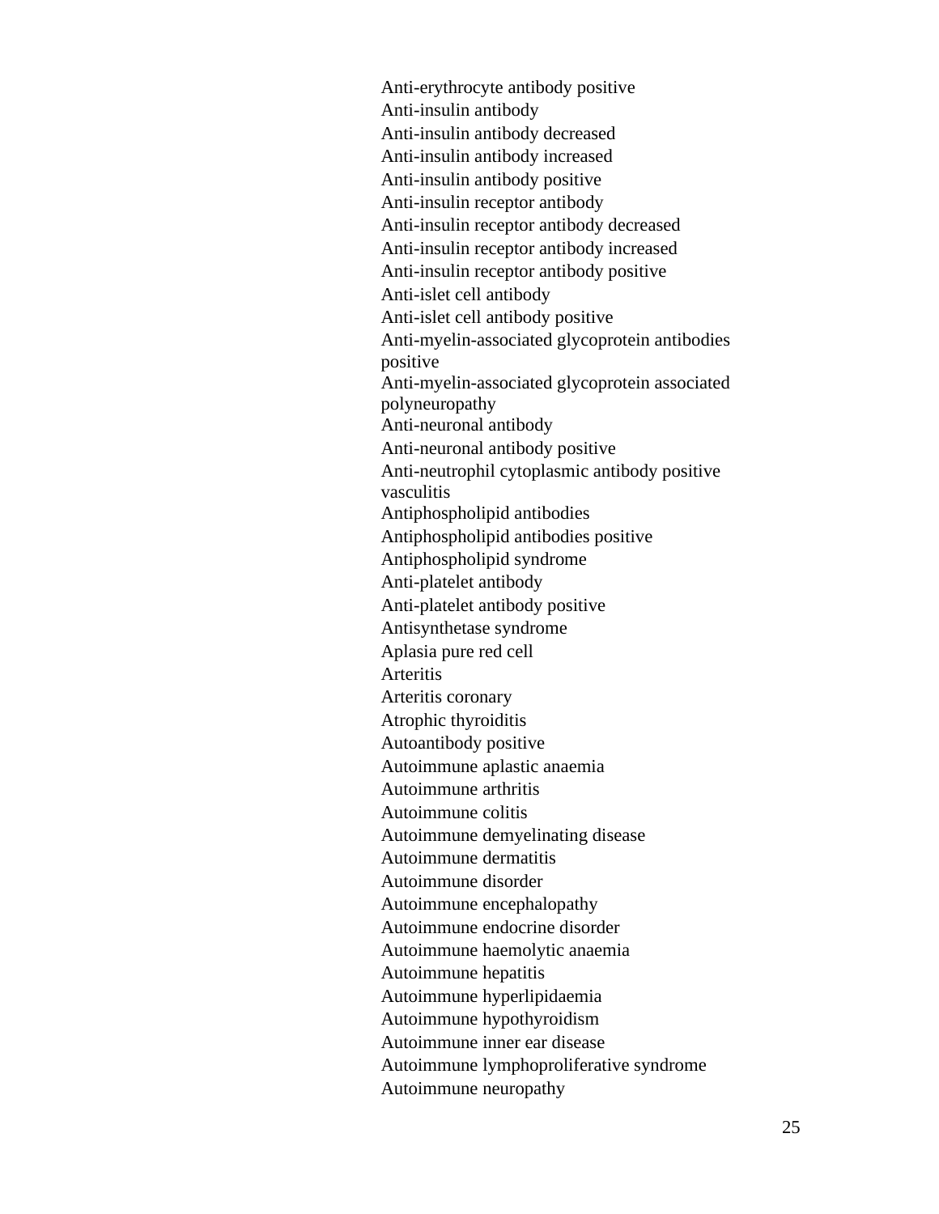Anti-erythrocyte antibody positive
Anti-insulin antibody
Anti-insulin antibody decreased
Anti-insulin antibody increased
Anti-insulin antibody positive
Anti-insulin receptor antibody
Anti-insulin receptor antibody decreased
Anti-insulin receptor antibody increased
Anti-insulin receptor antibody positive
Anti-islet cell antibody
Anti-islet cell antibody positive
Anti-myelin-associated glycoprotein antibodies positive
Anti-myelin-associated glycoprotein associated polyneuropathy
Anti-neuronal antibody
Anti-neuronal antibody positive
Anti-neutrophil cytoplasmic antibody positive vasculitis
Antiphospholipid antibodies
Antiphospholipid antibodies positive
Antiphospholipid syndrome
Anti-platelet antibody
Anti-platelet antibody positive
Antisynthetase syndrome
Aplasia pure red cell
Arteritis
Arteritis coronary
Atrophic thyroiditis
Autoantibody positive
Autoimmune aplastic anaemia
Autoimmune arthritis
Autoimmune colitis
Autoimmune demyelinating disease
Autoimmune dermatitis
Autoimmune disorder
Autoimmune encephalopathy
Autoimmune endocrine disorder
Autoimmune haemolytic anaemia
Autoimmune hepatitis
Autoimmune hyperlipidaemia
Autoimmune hypothyroidism
Autoimmune inner ear disease
Autoimmune lymphoproliferative syndrome
Autoimmune neuropathy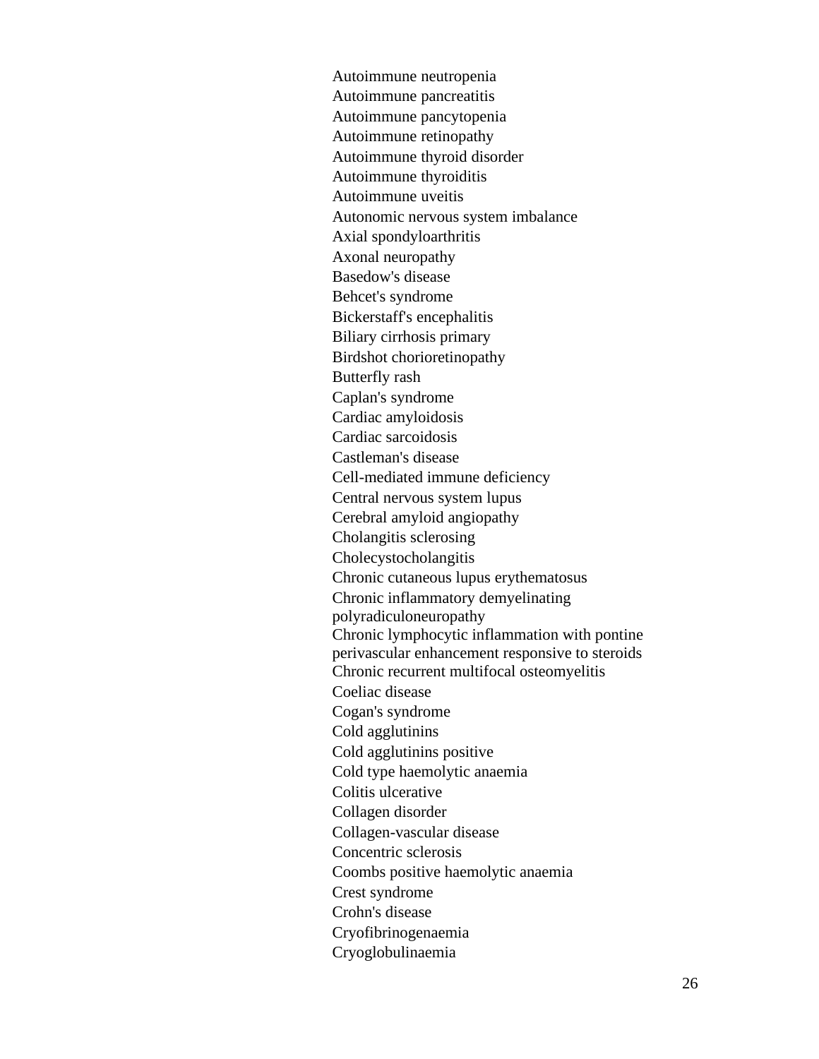Autoimmune neutropenia
Autoimmune pancreatitis
Autoimmune pancytopenia
Autoimmune retinopathy
Autoimmune thyroid disorder
Autoimmune thyroiditis
Autoimmune uveitis
Autonomic nervous system imbalance
Axial spondyloarthritis
Axonal neuropathy
Basedow's disease
Behcet's syndrome
Bickerstaff's encephalitis
Biliary cirrhosis primary
Birdshot chorioretinopathy
Butterfly rash
Caplan's syndrome
Cardiac amyloidosis
Cardiac sarcoidosis
Castleman's disease
Cell-mediated immune deficiency
Central nervous system lupus
Cerebral amyloid angiopathy
Cholangitis sclerosing
Cholecystocholangitis
Chronic cutaneous lupus erythematosus
Chronic inflammatory demyelinating polyradiculoneuropathy
Chronic lymphocytic inflammation with pontine perivascular enhancement responsive to steroids
Chronic recurrent multifocal osteomyelitis
Coeliac disease
Cogan's syndrome
Cold agglutinins
Cold agglutinins positive
Cold type haemolytic anaemia
Colitis ulcerative
Collagen disorder
Collagen-vascular disease
Concentric sclerosis
Coombs positive haemolytic anaemia
Crest syndrome
Crohn's disease
Cryofibrinogenaemia
Cryoglobulinaemia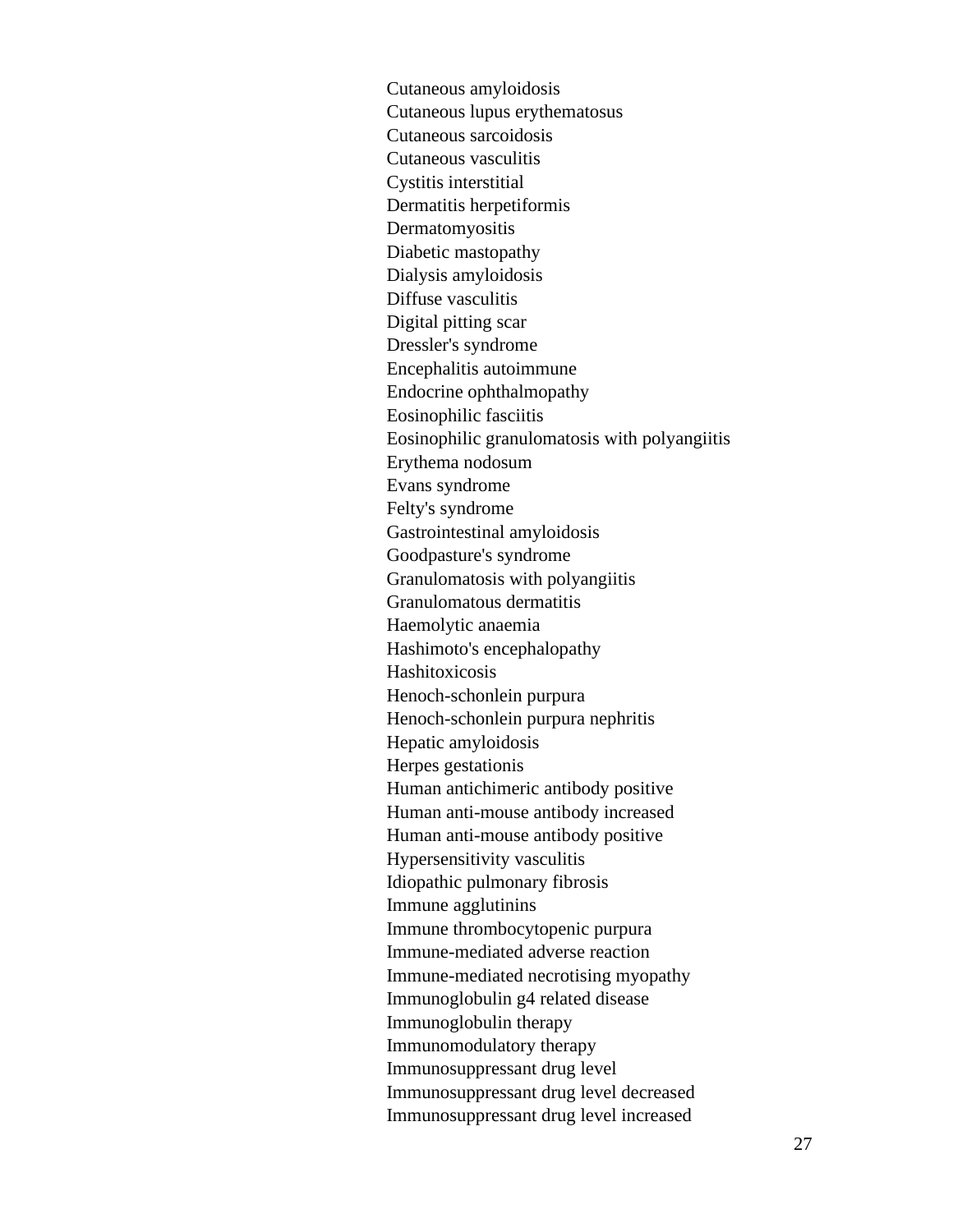Cutaneous amyloidosis
Cutaneous lupus erythematosus
Cutaneous sarcoidosis
Cutaneous vasculitis
Cystitis interstitial
Dermatitis herpetiformis
Dermatomyositis
Diabetic mastopathy
Dialysis amyloidosis
Diffuse vasculitis
Digital pitting scar
Dressler's syndrome
Encephalitis autoimmune
Endocrine ophthalmopathy
Eosinophilic fasciitis
Eosinophilic granulomatosis with polyangiitis
Erythema nodosum
Evans syndrome
Felty's syndrome
Gastrointestinal amyloidosis
Goodpasture's syndrome
Granulomatosis with polyangiitis
Granulomatous dermatitis
Haemolytic anaemia
Hashimoto's encephalopathy
Hashitoxicosis
Henoch-schonlein purpura
Henoch-schonlein purpura nephritis
Hepatic amyloidosis
Herpes gestationis
Human antichimeric antibody positive
Human anti-mouse antibody increased
Human anti-mouse antibody positive
Hypersensitivity vasculitis
Idiopathic pulmonary fibrosis
Immune agglutinins
Immune thrombocytopenic purpura
Immune-mediated adverse reaction
Immune-mediated necrotising myopathy
Immunoglobulin g4 related disease
Immunoglobulin therapy
Immunomodulatory therapy
Immunosuppressant drug level
Immunosuppressant drug level decreased
Immunosuppressant drug level increased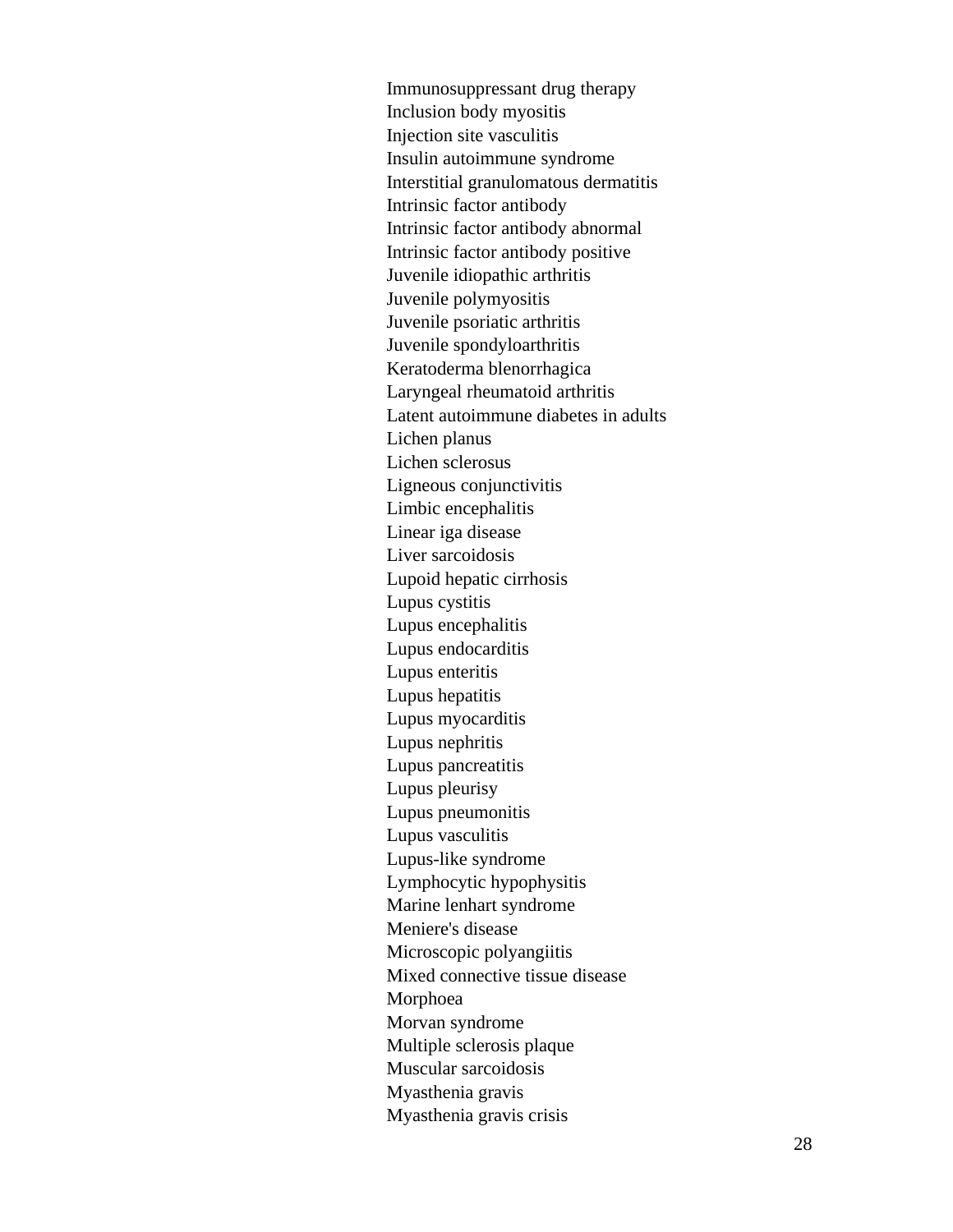Immunosuppressant drug therapy
Inclusion body myositis
Injection site vasculitis
Insulin autoimmune syndrome
Interstitial granulomatous dermatitis
Intrinsic factor antibody
Intrinsic factor antibody abnormal
Intrinsic factor antibody positive
Juvenile idiopathic arthritis
Juvenile polymyositis
Juvenile psoriatic arthritis
Juvenile spondyloarthritis
Keratoderma blenorrhagica
Laryngeal rheumatoid arthritis
Latent autoimmune diabetes in adults
Lichen planus
Lichen sclerosus
Ligneous conjunctivitis
Limbic encephalitis
Linear iga disease
Liver sarcoidosis
Lupoid hepatic cirrhosis
Lupus cystitis
Lupus encephalitis
Lupus endocarditis
Lupus enteritis
Lupus hepatitis
Lupus myocarditis
Lupus nephritis
Lupus pancreatitis
Lupus pleurisy
Lupus pneumonitis
Lupus vasculitis
Lupus-like syndrome
Lymphocytic hypophysitis
Marine lenhart syndrome
Meniere's disease
Microscopic polyangiitis
Mixed connective tissue disease
Morphoea
Morvan syndrome
Multiple sclerosis plaque
Muscular sarcoidosis
Myasthenia gravis
Myasthenia gravis crisis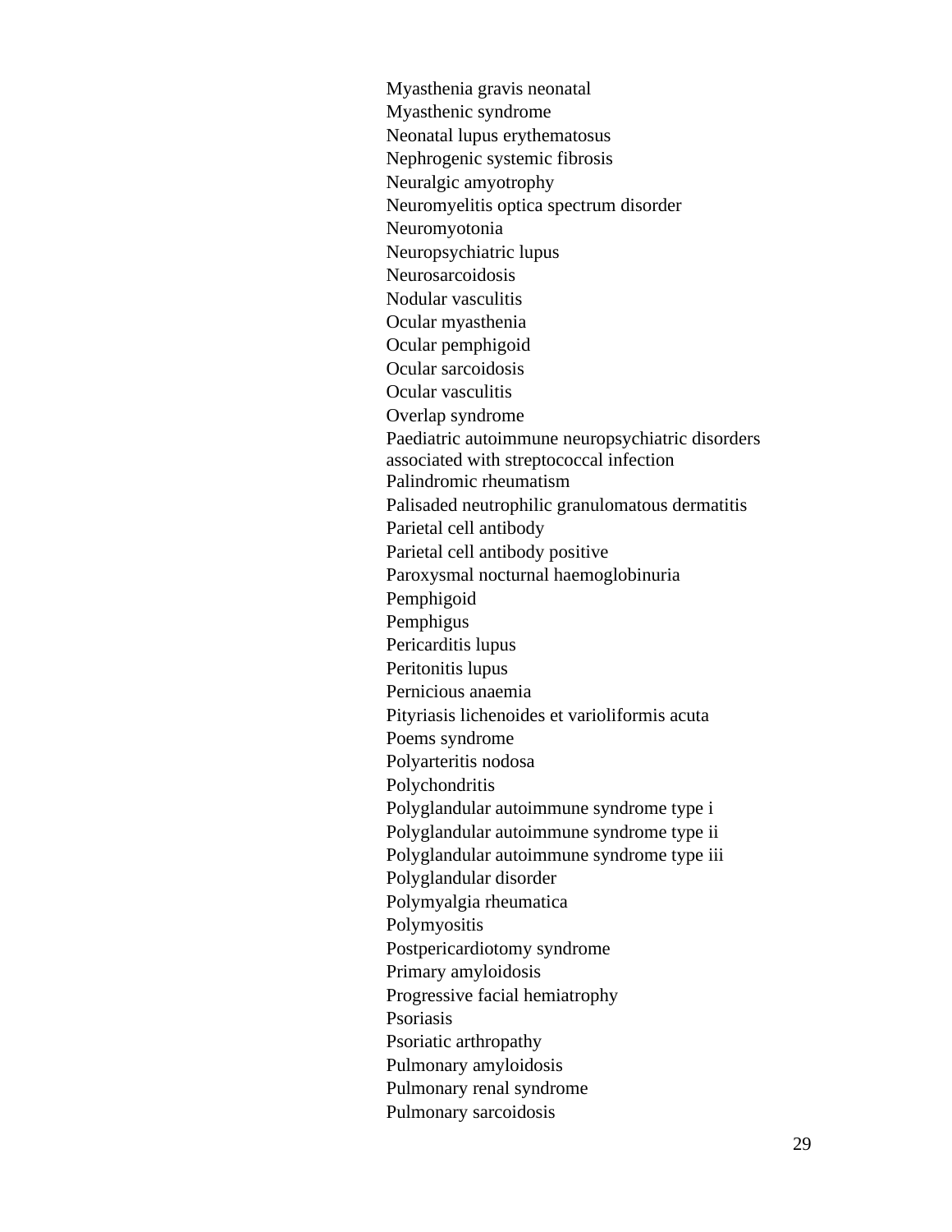Myasthenia gravis neonatal
Myasthenic syndrome
Neonatal lupus erythematosus
Nephrogenic systemic fibrosis
Neuralgic amyotrophy
Neuromyelitis optica spectrum disorder
Neuromyotonia
Neuropsychiatric lupus
Neurosarcoidosis
Nodular vasculitis
Ocular myasthenia
Ocular pemphigoid
Ocular sarcoidosis
Ocular vasculitis
Overlap syndrome
Paediatric autoimmune neuropsychiatric disorders associated with streptococcal infection
Palindromic rheumatism
Palisaded neutrophilic granulomatous dermatitis
Parietal cell antibody
Parietal cell antibody positive
Paroxysmal nocturnal haemoglobinuria
Pemphigoid
Pemphigus
Pericarditis lupus
Peritonitis lupus
Pernicious anaemia
Pityriasis lichenoides et varioliformis acuta
Poems syndrome
Polyarteritis nodosa
Polychondritis
Polyglandular autoimmune syndrome type i
Polyglandular autoimmune syndrome type ii
Polyglandular autoimmune syndrome type iii
Polyglandular disorder
Polymyalgia rheumatica
Polymyositis
Postpericardiotomy syndrome
Primary amyloidosis
Progressive facial hemiatrophy
Psoriasis
Psoriatic arthropathy
Pulmonary amyloidosis
Pulmonary renal syndrome
Pulmonary sarcoidosis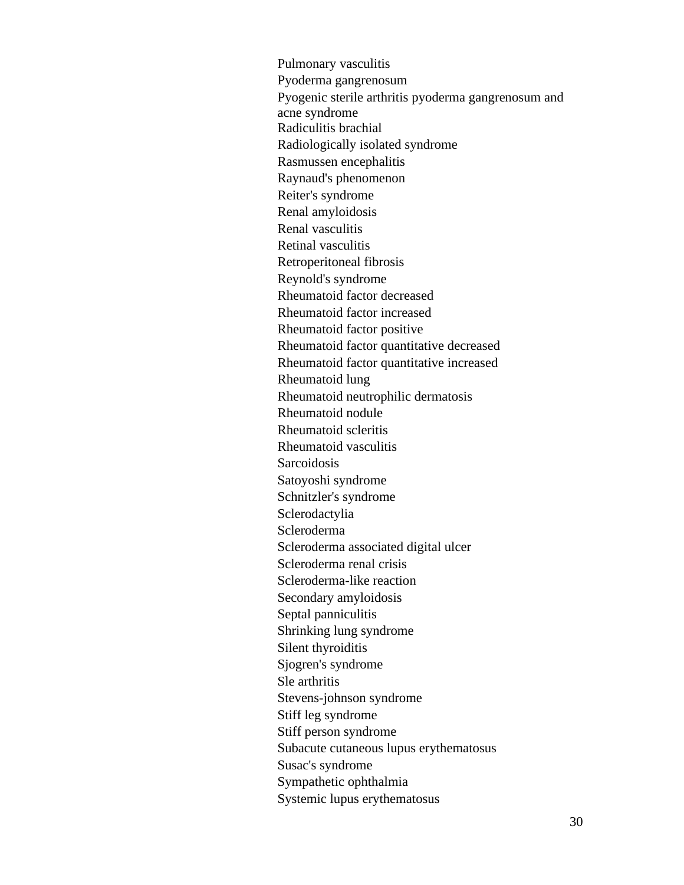Pulmonary vasculitis
Pyoderma gangrenosum
Pyogenic sterile arthritis pyoderma gangrenosum and acne syndrome
Radiculitis brachial
Radiologically isolated syndrome
Rasmussen encephalitis
Raynaud's phenomenon
Reiter's syndrome
Renal amyloidosis
Renal vasculitis
Retinal vasculitis
Retroperitoneal fibrosis
Reynold's syndrome
Rheumatoid factor decreased
Rheumatoid factor increased
Rheumatoid factor positive
Rheumatoid factor quantitative decreased
Rheumatoid factor quantitative increased
Rheumatoid lung
Rheumatoid neutrophilic dermatosis
Rheumatoid nodule
Rheumatoid scleritis
Rheumatoid vasculitis
Sarcoidosis
Satoyoshi syndrome
Schnitzler's syndrome
Sclerodactylia
Scleroderma
Scleroderma associated digital ulcer
Scleroderma renal crisis
Scleroderma-like reaction
Secondary amyloidosis
Septal panniculitis
Shrinking lung syndrome
Silent thyroiditis
Sjogren's syndrome
Sle arthritis
Stevens-johnson syndrome
Stiff leg syndrome
Stiff person syndrome
Subacute cutaneous lupus erythematosus
Susac's syndrome
Sympathetic ophthalmia
Systemic lupus erythematosus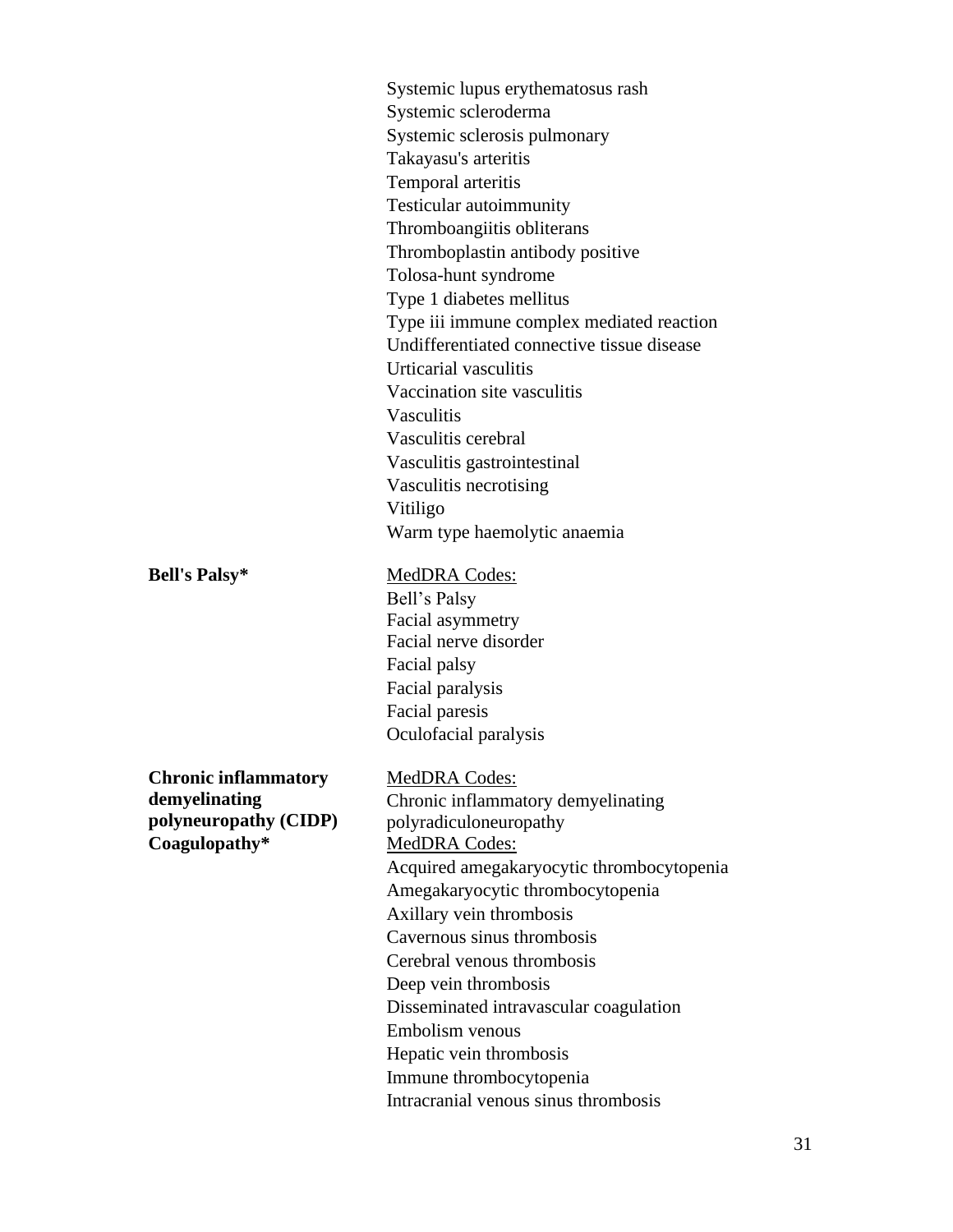Systemic lupus erythematosus rash
Systemic scleroderma
Systemic sclerosis pulmonary
Takayasu's arteritis
Temporal arteritis
Testicular autoimmunity
Thromboangiitis obliterans
Thromboplastin antibody positive
Tolosa-hunt syndrome
Type 1 diabetes mellitus
Type iii immune complex mediated reaction
Undifferentiated connective tissue disease
Urticarial vasculitis
Vaccination site vasculitis
Vasculitis
Vasculitis cerebral
Vasculitis gastrointestinal
Vasculitis necrotising
Vitiligo
Warm type haemolytic anaemia

**Bell's Palsy***

MedDRA Codes:
Bell's Palsy
Facial asymmetry
Facial nerve disorder
Facial palsy
Facial paralysis
Facial paresis
Oculofacial paralysis

**Chronic inflammatory demyelinating polyneuropathy (CIDP)**

MedDRA Codes:
Chronic inflammatory demyelinating polyradiculoneuropathy

**Coagulopathy***

MedDRA Codes:
Acquired amegakaryocytic thrombocytopenia
Amegakaryocytic thrombocytopenia
Axillary vein thrombosis
Cavernous sinus thrombosis
Cerebral venous thrombosis
Deep vein thrombosis
Disseminated intravascular coagulation
Embolism venous
Hepatic vein thrombosis
Immune thrombocytopenia
Intracranial venous sinus thrombosis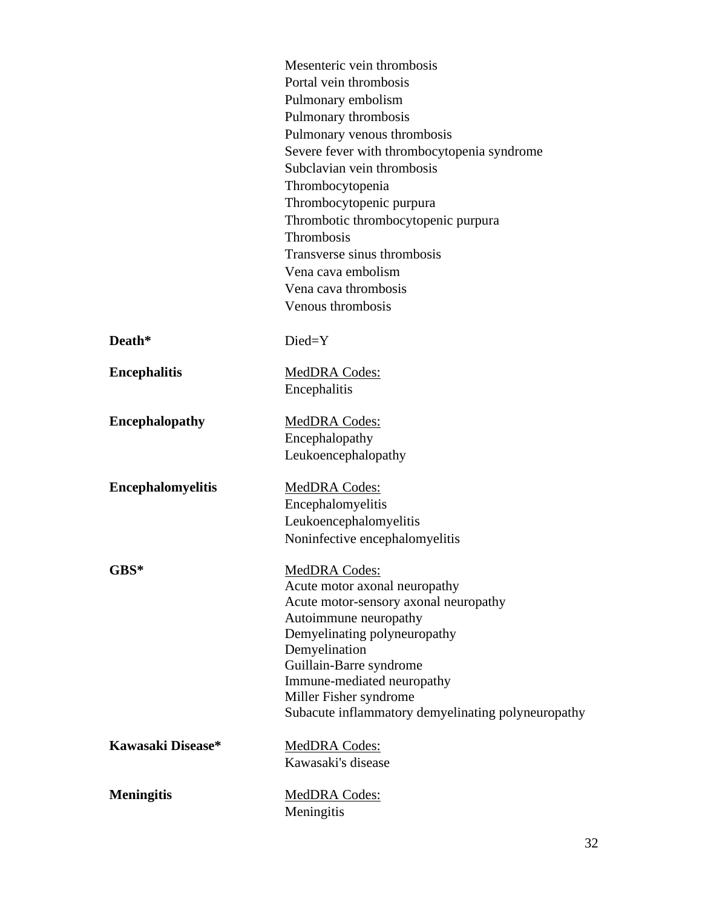| | |
|---|---|
| | Mesenteric vein thrombosis<br>Portal vein thrombosis<br>Pulmonary embolism<br>Pulmonary thrombosis<br>Pulmonary venous thrombosis<br>Severe fever with thrombocytopenia syndrome<br>Subclavian vein thrombosis<br>Thrombocytopenia<br>Thrombocytopenic purpura<br>Thrombotic thrombocytopenic purpura<br>Thrombosis<br>Transverse sinus thrombosis<br>Vena cava embolism<br>Vena cava thrombosis<br>Venous thrombosis |
| **Death*** | Died=Y |
| **Encephalitis** | MedDRA Codes:<br>Encephalitis |
| **Encephalopathy** | MedDRA Codes:<br>Encephalopathy<br>Leukoencephalopathy |
| **Encephalomyelitis** | MedDRA Codes:<br>Encephalomyelitis<br>Leukoencephalomyelitis<br>Noninfective encephalomyelitis |
| **GBS*** | MedDRA Codes:<br>Acute motor axonal neuropathy<br>Acute motor-sensory axonal neuropathy<br>Autoimmune neuropathy<br>Demyelinating polyneuropathy<br>Demyelination<br>Guillain-Barre syndrome<br>Immune-mediated neuropathy<br>Miller Fisher syndrome<br>Subacute inflammatory demyelinating polyneuropathy |
| **Kawasaki Disease*** | MedDRA Codes:<br>Kawasaki's disease |
| **Meningitis** | MedDRA Codes:<br>Meningitis |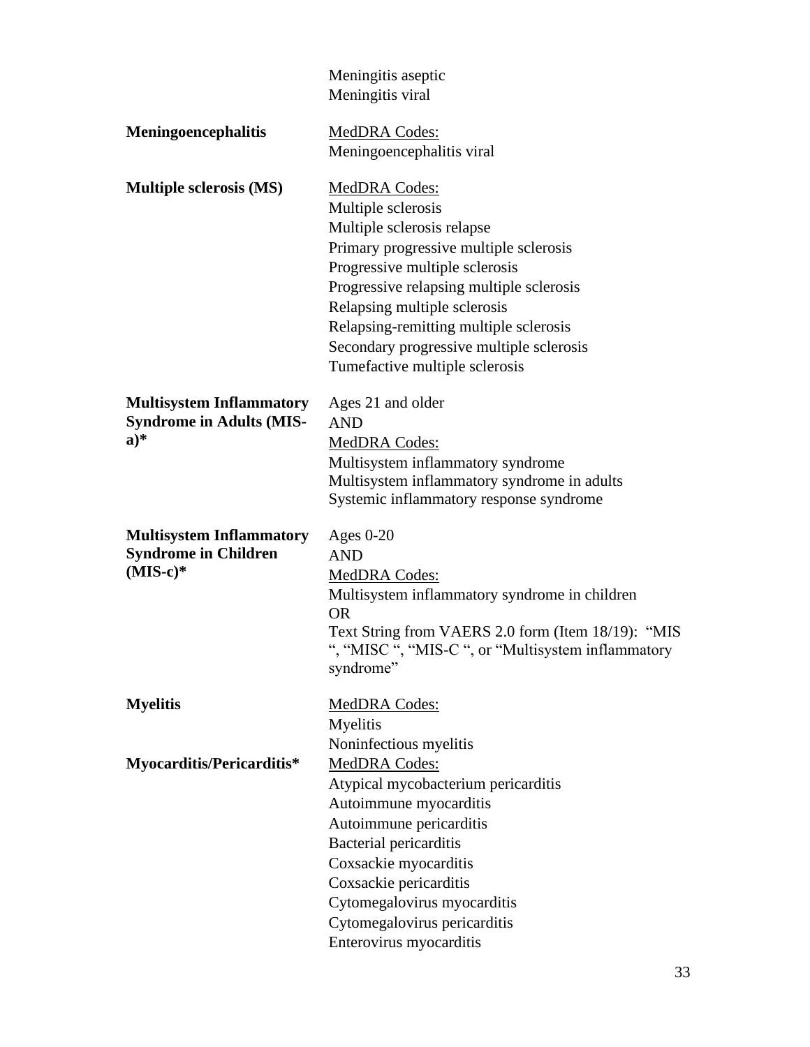| | |
|---|---|
| | Meningitis aseptic<br>Meningitis viral |
| **Meningoencephalitis** | MedDRA Codes:<br>Meningoencephalitis viral |
| **Multiple sclerosis (MS)** | MedDRA Codes:<br>Multiple sclerosis<br>Multiple sclerosis relapse<br>Primary progressive multiple sclerosis<br>Progressive multiple sclerosis<br>Progressive relapsing multiple sclerosis<br>Relapsing multiple sclerosis<br>Relapsing-remitting multiple sclerosis<br>Secondary progressive multiple sclerosis<br>Tumefactive multiple sclerosis |
| **Multisystem Inflammatory Syndrome in Adults (MIS-a)*** | Ages 21 and older<br>AND<br>MedDRA Codes:<br>Multisystem inflammatory syndrome<br>Multisystem inflammatory syndrome in adults<br>Systemic inflammatory response syndrome |
| **Multisystem Inflammatory Syndrome in Children (MIS-c)*** | Ages 0-20<br>AND<br>MedDRA Codes:<br>Multisystem inflammatory syndrome in children<br>OR<br>Text String from VAERS 2.0 form (Item 18/19): "MIS ", "MISC ", "MIS-C ", or "Multisystem inflammatory syndrome" |
| **Myelitis** | MedDRA Codes:<br>Myelitis<br>Noninfectious myelitis |
| **Myocarditis/Pericarditis*** | MedDRA Codes:<br>Atypical mycobacterium pericarditis<br>Autoimmune myocarditis<br>Autoimmune pericarditis<br>Bacterial pericarditis<br>Coxsackie myocarditis<br>Coxsackie pericarditis<br>Cytomegalovirus myocarditis<br>Cytomegalovirus pericarditis<br>Enterovirus myocarditis |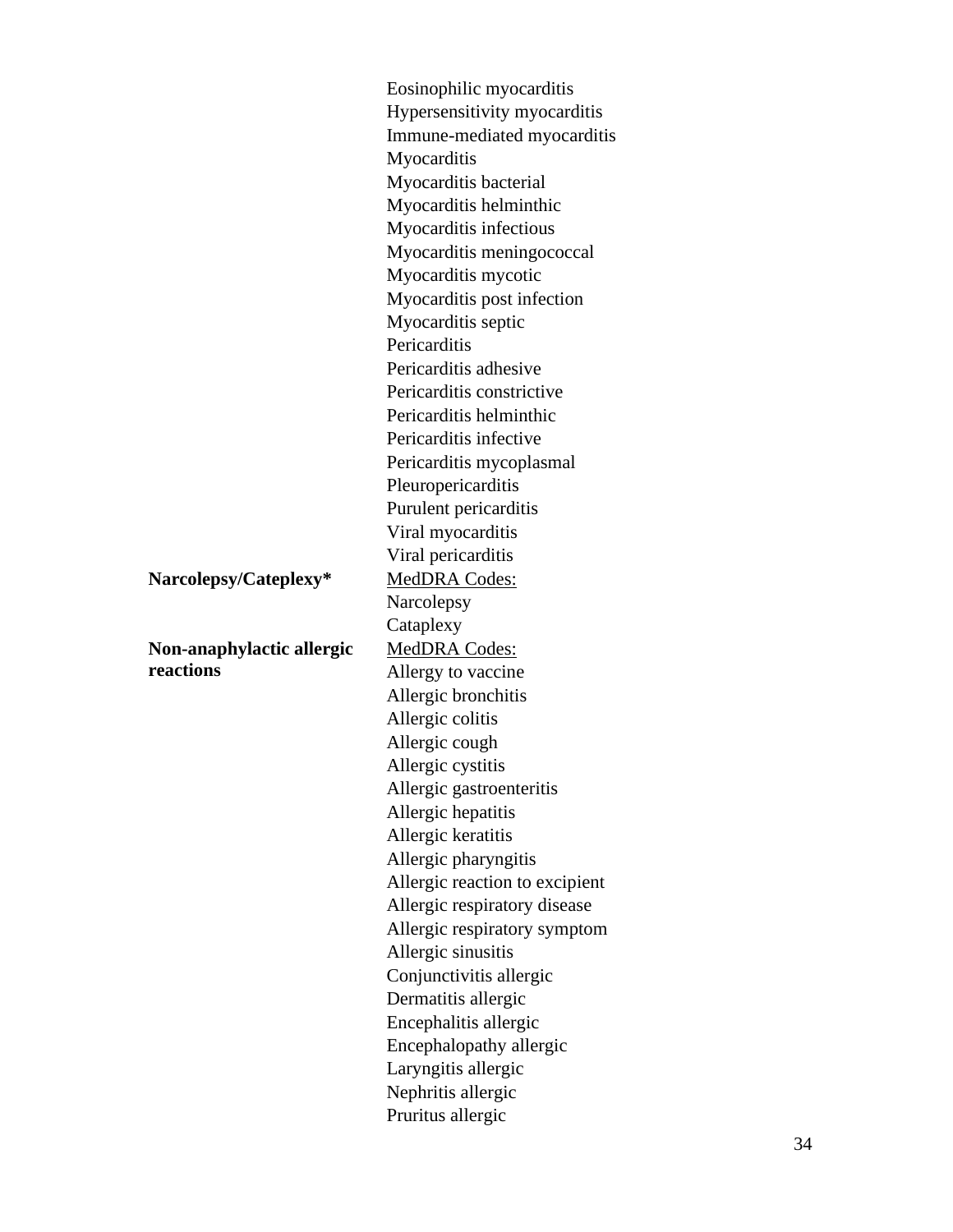| | |
|---|---|
| | Eosinophilic myocarditis<br>Hypersensitivity myocarditis<br>Immune-mediated myocarditis<br>Myocarditis<br>Myocarditis bacterial<br>Myocarditis helminthic<br>Myocarditis infectious<br>Myocarditis meningococcal<br>Myocarditis mycotic<br>Myocarditis post infection<br>Myocarditis septic<br>Pericarditis<br>Pericarditis adhesive<br>Pericarditis constrictive<br>Pericarditis helminthic<br>Pericarditis infective<br>Pericarditis mycoplasmal<br>Pleuropericarditis<br>Purulent pericarditis<br>Viral myocarditis<br>Viral pericarditis |
| **Narcolepsy/Cateplexy*** | <u>MedDRA Codes:</u><br>Narcolepsy<br>Cataplexy |
| **Non-anaphylactic allergic reactions** | <u>MedDRA Codes:</u><br>Allergy to vaccine<br>Allergic bronchitis<br>Allergic colitis<br>Allergic cough<br>Allergic cystitis<br>Allergic gastroenteritis<br>Allergic hepatitis<br>Allergic keratitis<br>Allergic pharyngitis<br>Allergic reaction to excipient<br>Allergic respiratory disease<br>Allergic respiratory symptom<br>Allergic sinusitis<br>Conjunctivitis allergic<br>Dermatitis allergic<br>Encephalitis allergic<br>Encephalopathy allergic<br>Laryngitis allergic<br>Nephritis allergic<br>Pruritus allergic |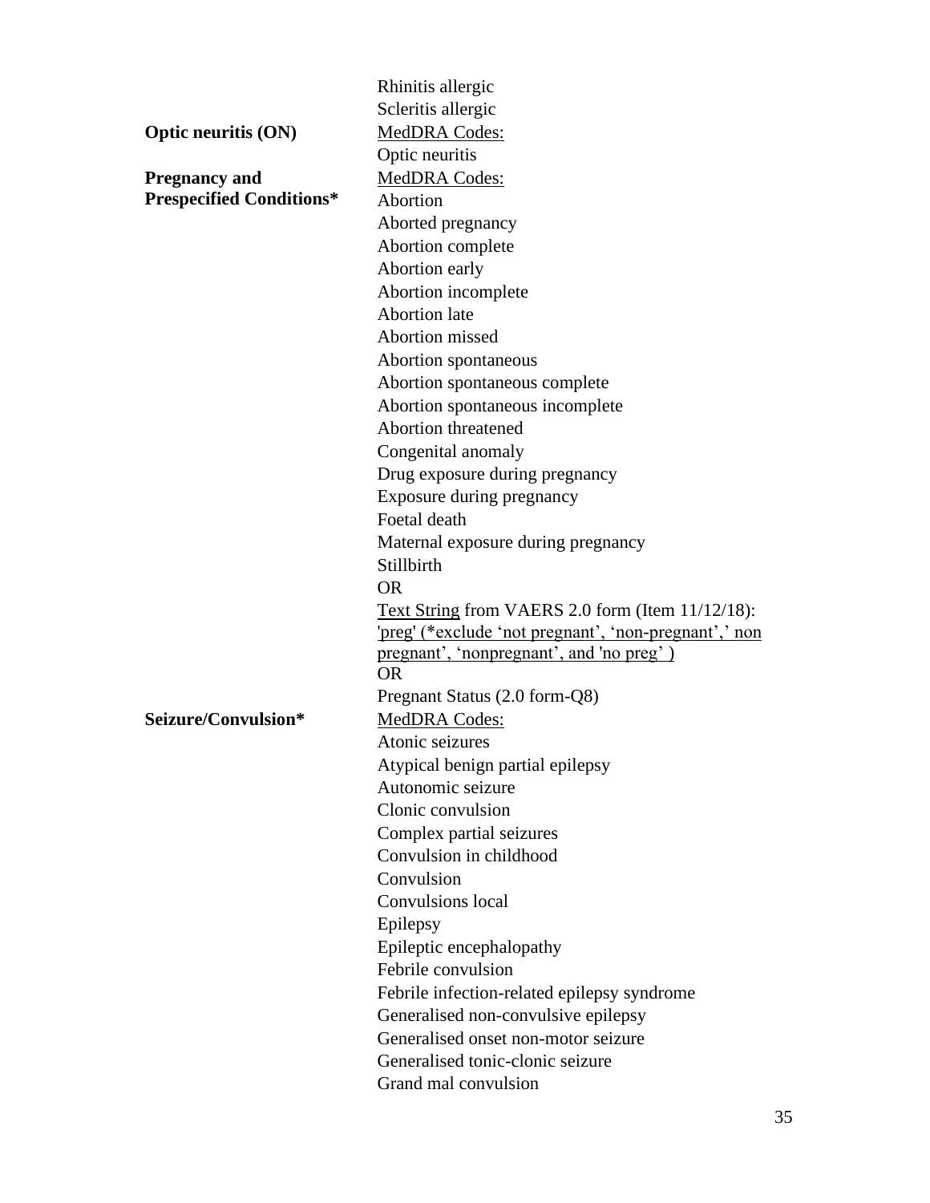| | |
|---|---|
| | Rhinitis allergic<br>Scleritis allergic |
| **Optic neuritis (ON)** | <u>MedDRA Codes:</u><br>Optic neuritis |
| **Pregnancy and Prespecified Conditions*** | <u>MedDRA Codes:</u><br>Abortion<br>Aborted pregnancy<br>Abortion complete<br>Abortion early<br>Abortion incomplete<br>Abortion late<br>Abortion missed<br>Abortion spontaneous<br>Abortion spontaneous complete<br>Abortion spontaneous incomplete<br>Abortion threatened<br>Congenital anomaly<br>Drug exposure during pregnancy<br>Exposure during pregnancy<br>Foetal death<br>Maternal exposure during pregnancy<br>Stillbirth<br>OR<br><u>Text String</u> from VAERS 2.0 form (Item 11/12/18): <u>'preg' (*exclude 'not pregnant', 'non-pregnant',' non pregnant', 'nonpregnant', and 'no preg' )</u><br>OR<br>Pregnant Status (2.0 form-Q8) |
| **Seizure/Convulsion*** | <u>MedDRA Codes:</u><br>Atonic seizures<br>Atypical benign partial epilepsy<br>Autonomic seizure<br>Clonic convulsion<br>Complex partial seizures<br>Convulsion in childhood<br>Convulsion<br>Convulsions local<br>Epilepsy<br>Epileptic encephalopathy<br>Febrile convulsion<br>Febrile infection-related epilepsy syndrome<br>Generalised non-convulsive epilepsy<br>Generalised onset non-motor seizure<br>Generalised tonic-clonic seizure<br>Grand mal convulsion |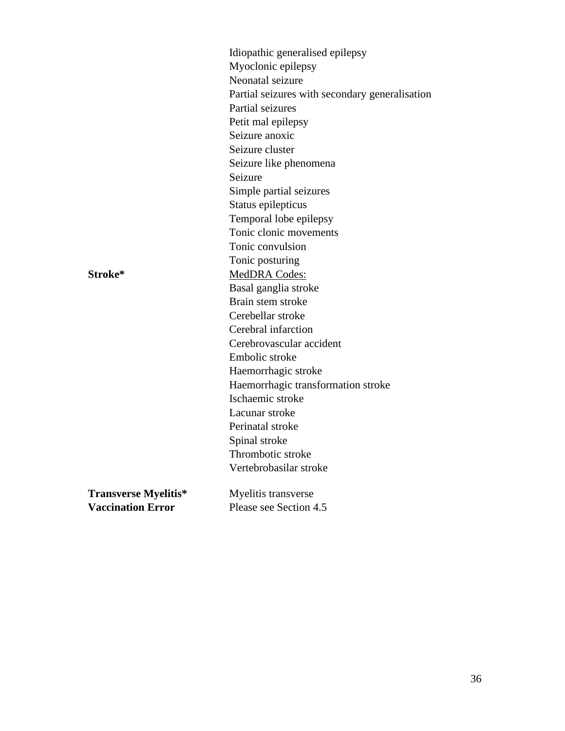| | |
|---|---|
| | Idiopathic generalised epilepsy |
| | Myoclonic epilepsy |
| | Neonatal seizure |
| | Partial seizures with secondary generalisation |
| | Partial seizures |
| | Petit mal epilepsy |
| | Seizure anoxic |
| | Seizure cluster |
| | Seizure like phenomena |
| | Seizure |
| | Simple partial seizures |
| | Status epilepticus |
| | Temporal lobe epilepsy |
| | Tonic clonic movements |
| | Tonic convulsion |
| | Tonic posturing |
| **Stroke*** | MedDRA Codes: |
| | Basal ganglia stroke |
| | Brain stem stroke |
| | Cerebellar stroke |
| | Cerebral infarction |
| | Cerebrovascular accident |
| | Embolic stroke |
| | Haemorrhagic stroke |
| | Haemorrhagic transformation stroke |
| | Ischaemic stroke |
| | Lacunar stroke |
| | Perinatal stroke |
| | Spinal stroke |
| | Thrombotic stroke |
| | Vertebrobasilar stroke |
| **Transverse Myelitis*** | Myelitis transverse |
| **Vaccination Error** | Please see Section 4.5 |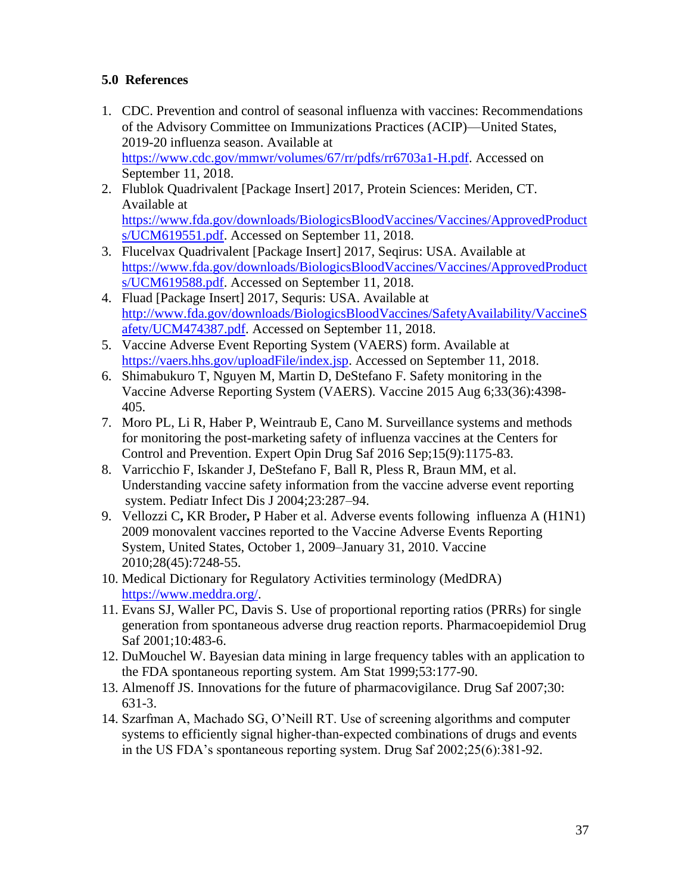### 5.0 References

1. CDC. Prevention and control of seasonal influenza with vaccines: Recommendations of the Advisory Committee on Immunizations Practices (ACIP)—United States, 2019-20 influenza season. Available at https://www.cdc.gov/mmwr/volumes/67/rr/pdfs/rr6703a1-H.pdf. Accessed on September 11, 2018.
2. Flublok Quadrivalent [Package Insert] 2017, Protein Sciences: Meriden, CT. Available at https://www.fda.gov/downloads/BiologicsBloodVaccines/Vaccines/ApprovedProducts/UCM619551.pdf. Accessed on September 11, 2018.
3. Flucelvax Quadrivalent [Package Insert] 2017, Seqirus: USA. Available at https://www.fda.gov/downloads/BiologicsBloodVaccines/Vaccines/ApprovedProducts/UCM619588.pdf. Accessed on September 11, 2018.
4. Fluad [Package Insert] 2017, Sequris: USA. Available at http://www.fda.gov/downloads/BiologicsBloodVaccines/SafetyAvailability/VaccineSafety/UCM474387.pdf. Accessed on September 11, 2018.
5. Vaccine Adverse Event Reporting System (VAERS) form. Available at https://vaers.hhs.gov/uploadFile/index.jsp. Accessed on September 11, 2018.
6. Shimabukuro T, Nguyen M, Martin D, DeStefano F. Safety monitoring in the Vaccine Adverse Reporting System (VAERS). Vaccine 2015 Aug 6;33(36):4398-405.
7. Moro PL, Li R, Haber P, Weintraub E, Cano M. Surveillance systems and methods for monitoring the post-marketing safety of influenza vaccines at the Centers for Control and Prevention. Expert Opin Drug Saf 2016 Sep;15(9):1175-83.
8. Varricchio F, Iskander J, DeStefano F, Ball R, Pless R, Braun MM, et al. Understanding vaccine safety information from the vaccine adverse event reporting system. Pediatr Infect Dis J 2004;23:287–94.
9. Vellozzi C**,** KR Broder**,** P Haber et al. Adverse events following influenza A (H1N1) 2009 monovalent vaccines reported to the Vaccine Adverse Events Reporting System, United States, October 1, 2009–January 31, 2010. Vaccine 2010;28(45):7248-55.
10. Medical Dictionary for Regulatory Activities terminology (MedDRA) https://www.meddra.org/.
11. Evans SJ, Waller PC, Davis S. Use of proportional reporting ratios (PRRs) for single generation from spontaneous adverse drug reaction reports. Pharmacoepidemiol Drug Saf 2001;10:483-6.
12. DuMouchel W. Bayesian data mining in large frequency tables with an application to the FDA spontaneous reporting system. Am Stat 1999;53:177-90.
13. Almenoff JS. Innovations for the future of pharmacovigilance. Drug Saf 2007;30: 631-3.
14. Szarfman A, Machado SG, O'Neill RT. Use of screening algorithms and computer systems to efficiently signal higher-than-expected combinations of drugs and events in the US FDA's spontaneous reporting system. Drug Saf 2002;25(6):381-92.